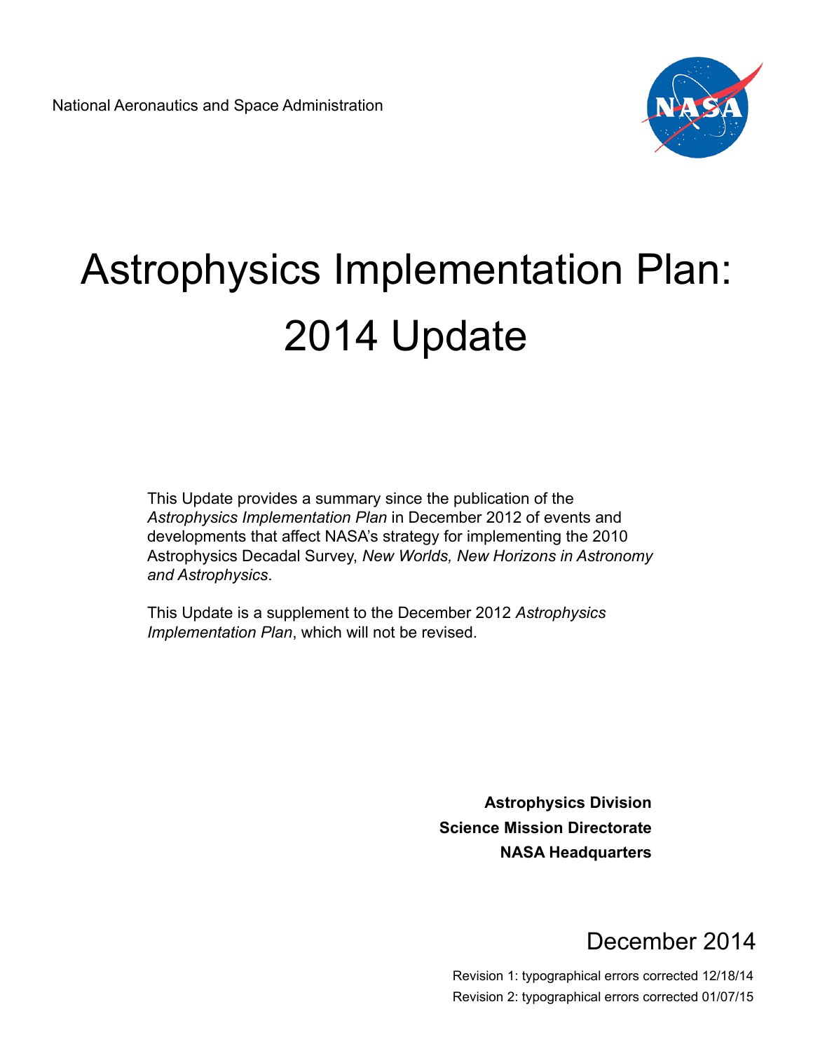National Aeronautics and Space Administration

# Astrophysics Implementation Plan: 2014 Update

This Update provides a summary since the publication of the *Astrophysics Implementation Plan* in December 2012 of events and developments that affect NASA's strategy for implementing the 2010 Astrophysics Decadal Survey, *New Worlds, New Horizons in Astronomy and Astrophysics*.

This Update is a supplement to the December 2012 *Astrophysics Implementation Plan*, which will not be revised.

**Astrophysics Division**
**Science Mission Directorate**
**NASA Headquarters**

December 2014

Revision 1: typographical errors corrected 12/18/14
Revision 2: typographical errors corrected 01/07/15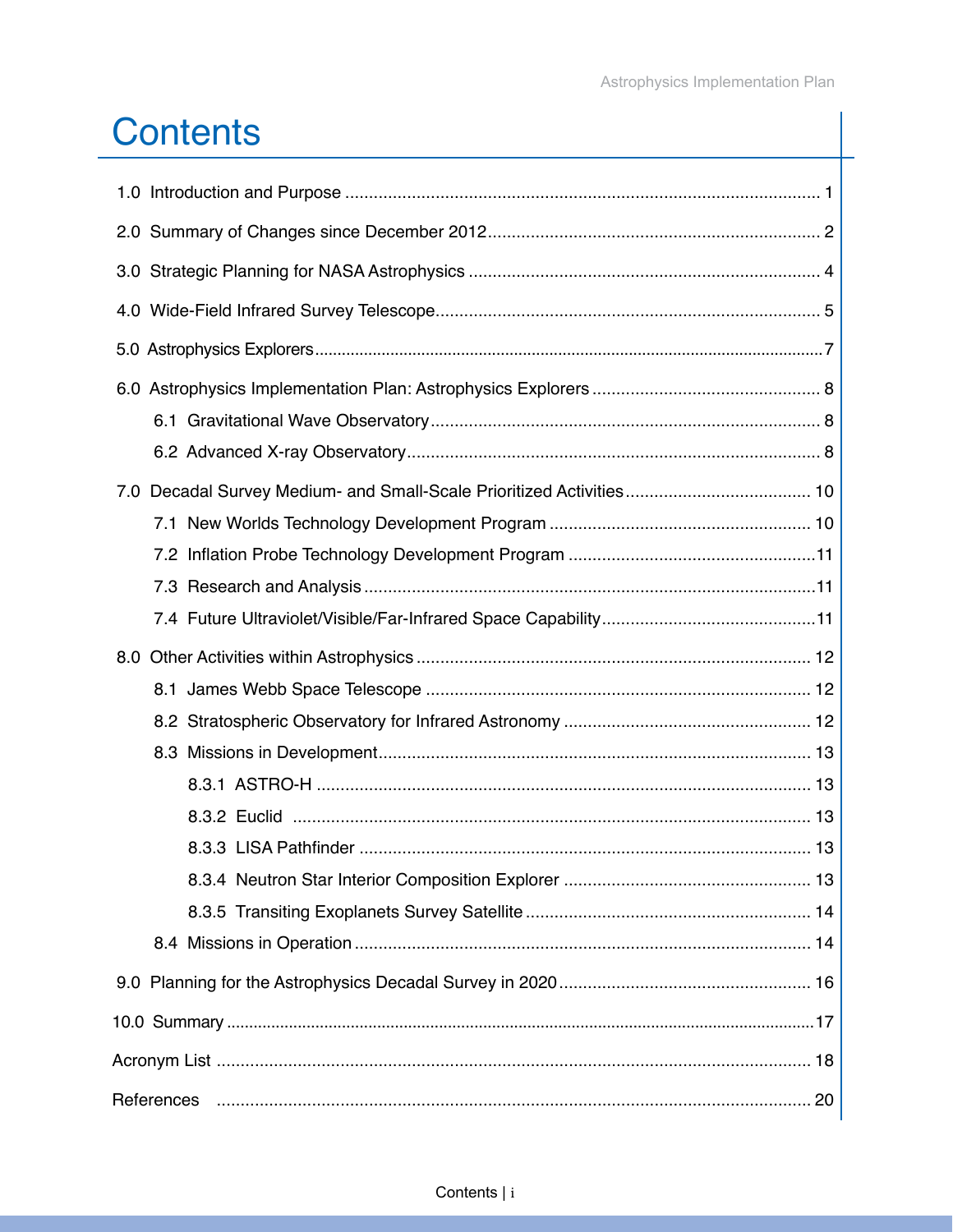# Contents

1.0 Introduction and Purpose ........ 1

2.0 Summary of Changes since December 2012 ........ 2

3.0 Strategic Planning for NASA Astrophysics ........ 4

4.0 Wide-Field Infrared Survey Telescope ........ 5

5.0 Astrophysics Explorers ........ 7

6.0 Astrophysics Implementation Plan: Astrophysics Explorers ........ 8

- 6.1 Gravitational Wave Observatory ........ 8
- 6.2 Advanced X-ray Observatory ........ 8

7.0 Decadal Survey Medium- and Small-Scale Prioritized Activities ........ 10

- 7.1 New Worlds Technology Development Program ........ 10
- 7.2 Inflation Probe Technology Development Program ........ 11
- 7.3 Research and Analysis ........ 11
- 7.4 Future Ultraviolet/Visible/Far-Infrared Space Capability ........ 11

8.0 Other Activities within Astrophysics ........ 12

- 8.1 James Webb Space Telescope ........ 12
- 8.2 Stratospheric Observatory for Infrared Astronomy ........ 12
- 8.3 Missions in Development ........ 13
  - 8.3.1 ASTRO-H ........ 13
  - 8.3.2 Euclid ........ 13
  - 8.3.3 LISA Pathfinder ........ 13
  - 8.3.4 Neutron Star Interior Composition Explorer ........ 13
  - 8.3.5 Transiting Exoplanets Survey Satellite ........ 14
- 8.4 Missions in Operation ........ 14

9.0 Planning for the Astrophysics Decadal Survey in 2020 ........ 16

10.0 Summary ........ 17

Acronym List ........ 18

References ........ 20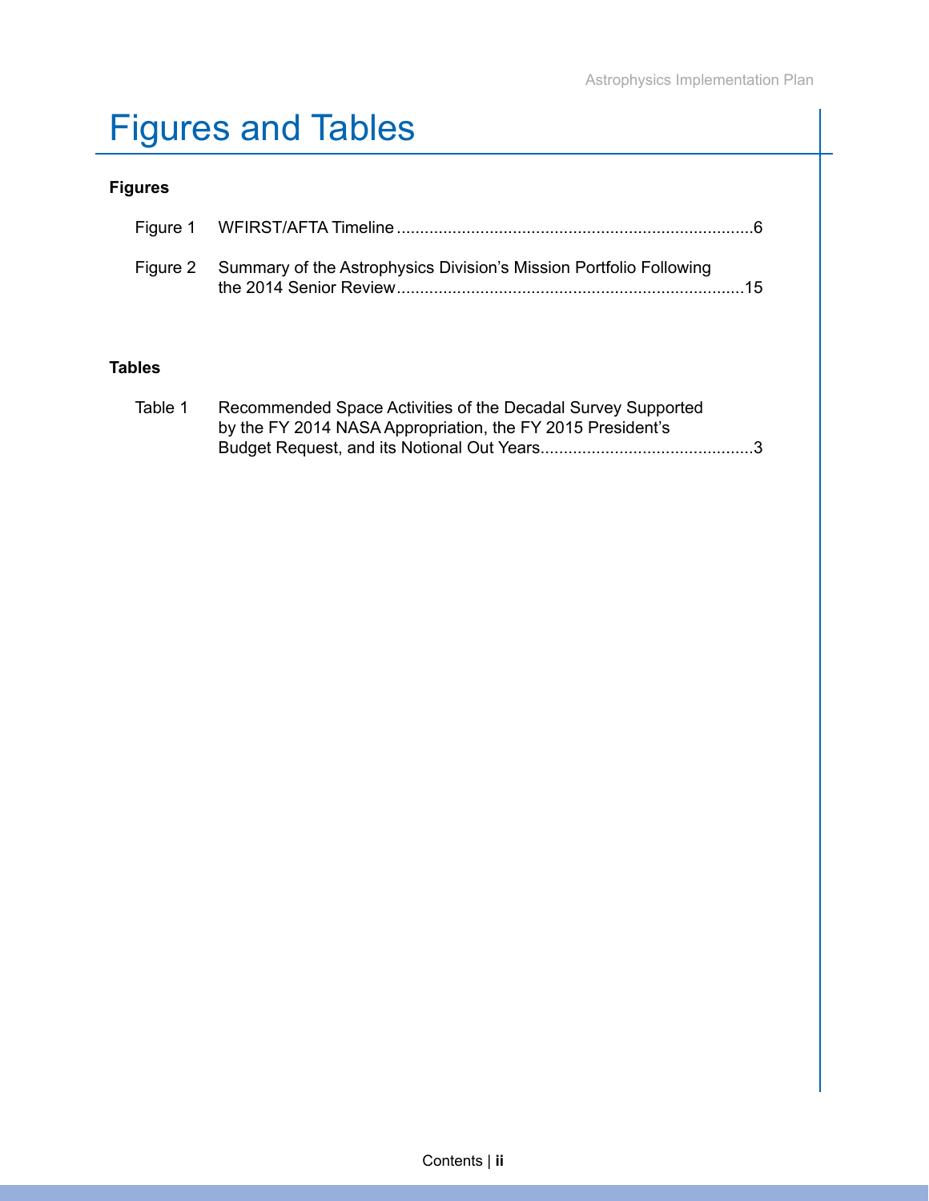# Figures and Tables

**Figures**

Figure 1 WFIRST/AFTA Timeline ............................................................................6

Figure 2 Summary of the Astrophysics Division's Mission Portfolio Following the 2014 Senior Review..........................................................................15

**Tables**

Table 1 Recommended Space Activities of the Decadal Survey Supported by the FY 2014 NASA Appropriation, the FY 2015 President's Budget Request, and its Notional Out Years.............................................3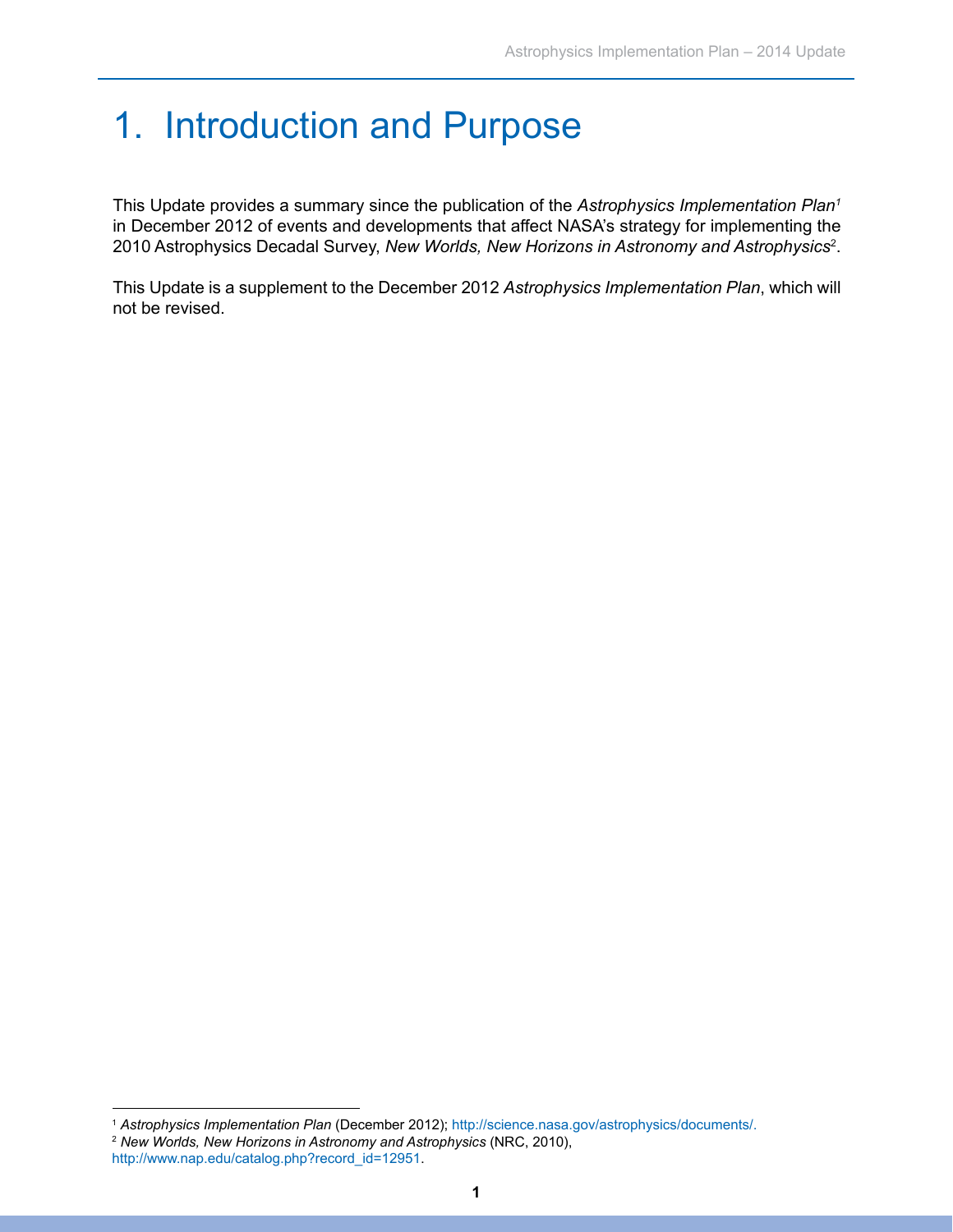# 1. Introduction and Purpose

This Update provides a summary since the publication of the *Astrophysics Implementation Plan*[1] in December 2012 of events and developments that affect NASA's strategy for implementing the 2010 Astrophysics Decadal Survey, *New Worlds, New Horizons in Astronomy and Astrophysics*[2].

This Update is a supplement to the December 2012 *Astrophysics Implementation Plan*, which will not be revised.

---

[1] *Astrophysics Implementation Plan* (December 2012); http://science.nasa.gov/astrophysics/documents/.

[2] *New Worlds, New Horizons in Astronomy and Astrophysics* (NRC, 2010), http://www.nap.edu/catalog.php?record_id=12951.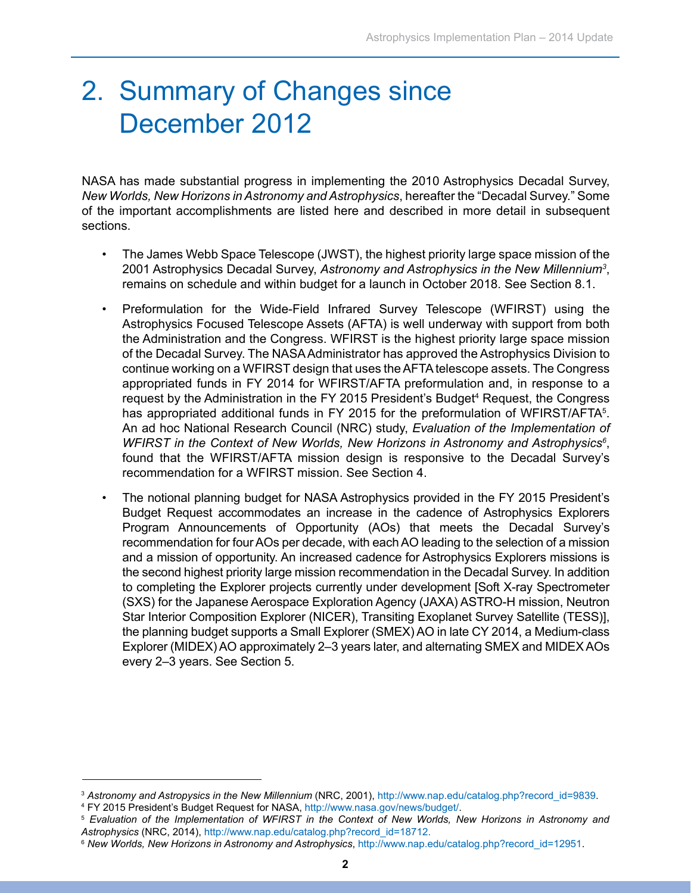# 2. Summary of Changes since December 2012

NASA has made substantial progress in implementing the 2010 Astrophysics Decadal Survey, *New Worlds, New Horizons in Astronomy and Astrophysics*, hereafter the "Decadal Survey." Some of the important accomplishments are listed here and described in more detail in subsequent sections.

- The James Webb Space Telescope (JWST), the highest priority large space mission of the 2001 Astrophysics Decadal Survey, *Astronomy and Astrophysics in the New Millennium*[3], remains on schedule and within budget for a launch in October 2018. See Section 8.1.

- Preformulation for the Wide-Field Infrared Survey Telescope (WFIRST) using the Astrophysics Focused Telescope Assets (AFTA) is well underway with support from both the Administration and the Congress. WFIRST is the highest priority large space mission of the Decadal Survey. The NASA Administrator has approved the Astrophysics Division to continue working on a WFIRST design that uses the AFTA telescope assets. The Congress appropriated funds in FY 2014 for WFIRST/AFTA preformulation and, in response to a request by the Administration in the FY 2015 President's Budget[4] Request, the Congress has appropriated additional funds in FY 2015 for the preformulation of WFIRST/AFTA[5]. An ad hoc National Research Council (NRC) study, *Evaluation of the Implementation of WFIRST in the Context of New Worlds, New Horizons in Astronomy and Astrophysics*[6], found that the WFIRST/AFTA mission design is responsive to the Decadal Survey's recommendation for a WFIRST mission. See Section 4.

- The notional planning budget for NASA Astrophysics provided in the FY 2015 President's Budget Request accommodates an increase in the cadence of Astrophysics Explorers Program Announcements of Opportunity (AOs) that meets the Decadal Survey's recommendation for four AOs per decade, with each AO leading to the selection of a mission and a mission of opportunity. An increased cadence for Astrophysics Explorers missions is the second highest priority large mission recommendation in the Decadal Survey. In addition to completing the Explorer projects currently under development [Soft X-ray Spectrometer (SXS) for the Japanese Aerospace Exploration Agency (JAXA) ASTRO-H mission, Neutron Star Interior Composition Explorer (NICER), Transiting Exoplanet Survey Satellite (TESS)], the planning budget supports a Small Explorer (SMEX) AO in late CY 2014, a Medium-class Explorer (MIDEX) AO approximately 2–3 years later, and alternating SMEX and MIDEX AOs every 2–3 years. See Section 5.

---

[3] *Astronomy and Astropysics in the New Millennium* (NRC, 2001), http://www.nap.edu/catalog.php?record_id=9839.

[4] FY 2015 President's Budget Request for NASA, http://www.nasa.gov/news/budget/.

[5] *Evaluation of the Implementation of WFIRST in the Context of New Worlds, New Horizons in Astronomy and Astrophysics* (NRC, 2014), http://www.nap.edu/catalog.php?record_id=18712.

[6] *New Worlds, New Horizons in Astronomy and Astrophysics*, http://www.nap.edu/catalog.php?record_id=12951.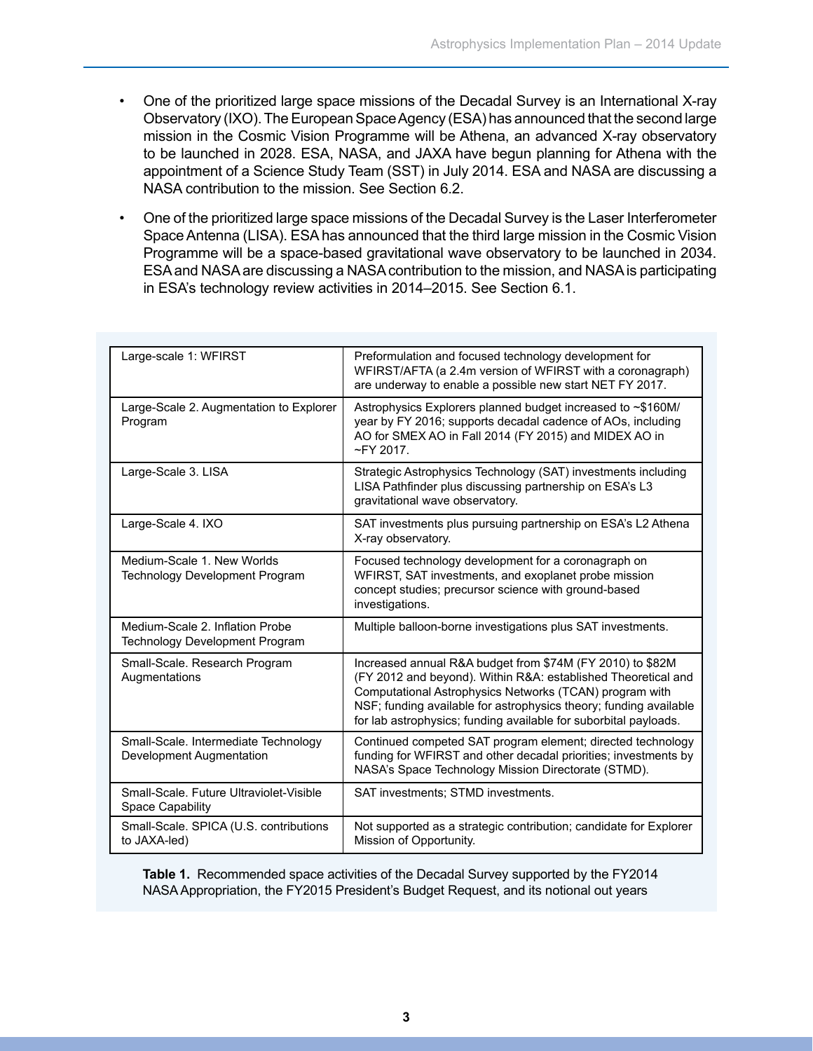- One of the prioritized large space missions of the Decadal Survey is an International X-ray Observatory (IXO). The European Space Agency (ESA) has announced that the second large mission in the Cosmic Vision Programme will be Athena, an advanced X-ray observatory to be launched in 2028. ESA, NASA, and JAXA have begun planning for Athena with the appointment of a Science Study Team (SST) in July 2014. ESA and NASA are discussing a NASA contribution to the mission. See Section 6.2.
- One of the prioritized large space missions of the Decadal Survey is the Laser Interferometer Space Antenna (LISA). ESA has announced that the third large mission in the Cosmic Vision Programme will be a space-based gravitational wave observatory to be launched in 2034. ESA and NASA are discussing a NASA contribution to the mission, and NASA is participating in ESA's technology review activities in 2014–2015. See Section 6.1.

| | |
|---|---|
| Large-scale 1: WFIRST | Preformulation and focused technology development for WFIRST/AFTA (a 2.4m version of WFIRST with a coronagraph) are underway to enable a possible new start NET FY 2017. |
| Large-Scale 2. Augmentation to Explorer Program | Astrophysics Explorers planned budget increased to ~$160M/year by FY 2016; supports decadal cadence of AOs, including AO for SMEX AO in Fall 2014 (FY 2015) and MIDEX AO in ~FY 2017. |
| Large-Scale 3. LISA | Strategic Astrophysics Technology (SAT) investments including LISA Pathfinder plus discussing partnership on ESA's L3 gravitational wave observatory. |
| Large-Scale 4. IXO | SAT investments plus pursuing partnership on ESA's L2 Athena X-ray observatory. |
| Medium-Scale 1. New Worlds Technology Development Program | Focused technology development for a coronagraph on WFIRST, SAT investments, and exoplanet probe mission concept studies; precursor science with ground-based investigations. |
| Medium-Scale 2. Inflation Probe Technology Development Program | Multiple balloon-borne investigations plus SAT investments. |
| Small-Scale. Research Program Augmentations | Increased annual R&A budget from $74M (FY 2010) to $82M (FY 2012 and beyond). Within R&A: established Theoretical and Computational Astrophysics Networks (TCAN) program with NSF; funding available for astrophysics theory; funding available for lab astrophysics; funding available for suborbital payloads. |
| Small-Scale. Intermediate Technology Development Augmentation | Continued competed SAT program element; directed technology funding for WFIRST and other decadal priorities; investments by NASA's Space Technology Mission Directorate (STMD). |
| Small-Scale. Future Ultraviolet-Visible Space Capability | SAT investments; STMD investments. |
| Small-Scale. SPICA (U.S. contributions to JAXA-led) | Not supported as a strategic contribution; candidate for Explorer Mission of Opportunity. |

**Table 1.** Recommended space activities of the Decadal Survey supported by the FY2014 NASA Appropriation, the FY2015 President's Budget Request, and its notional out years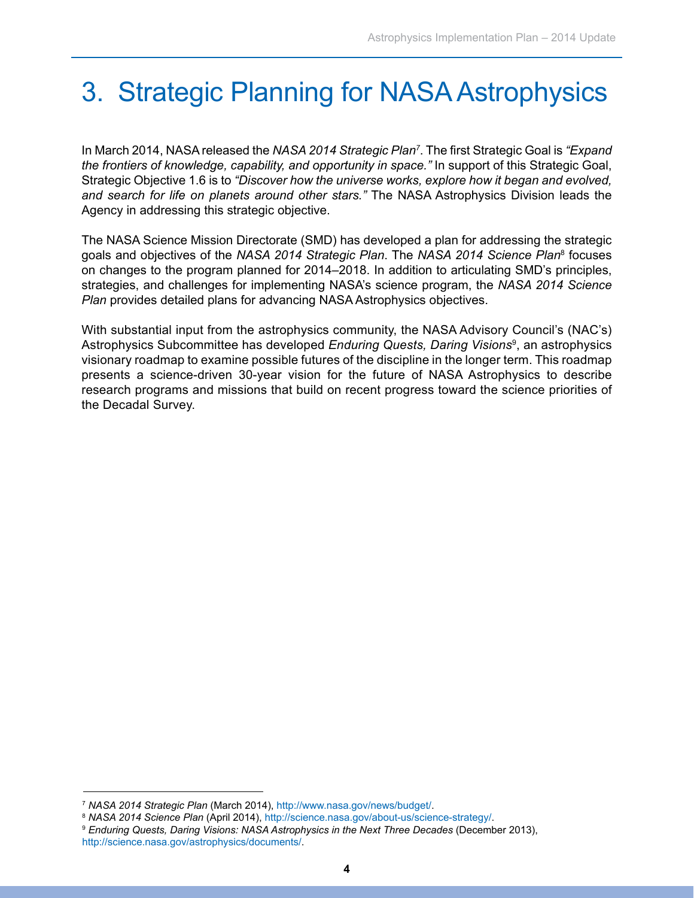# 3. Strategic Planning for NASA Astrophysics

In March 2014, NASA released the *NASA 2014 Strategic Plan*[7]. The first Strategic Goal is *"Expand the frontiers of knowledge, capability, and opportunity in space."* In support of this Strategic Goal, Strategic Objective 1.6 is to *"Discover how the universe works, explore how it began and evolved, and search for life on planets around other stars."* The NASA Astrophysics Division leads the Agency in addressing this strategic objective.

The NASA Science Mission Directorate (SMD) has developed a plan for addressing the strategic goals and objectives of the *NASA 2014 Strategic Plan*. The *NASA 2014 Science Plan*[8] focuses on changes to the program planned for 2014–2018. In addition to articulating SMD's principles, strategies, and challenges for implementing NASA's science program, the *NASA 2014 Science Plan* provides detailed plans for advancing NASA Astrophysics objectives.

With substantial input from the astrophysics community, the NASA Advisory Council's (NAC's) Astrophysics Subcommittee has developed *Enduring Quests, Daring Visions*[9], an astrophysics visionary roadmap to examine possible futures of the discipline in the longer term. This roadmap presents a science-driven 30-year vision for the future of NASA Astrophysics to describe research programs and missions that build on recent progress toward the science priorities of the Decadal Survey.

---

[7] *NASA 2014 Strategic Plan* (March 2014), http://www.nasa.gov/news/budget/.

[8] *NASA 2014 Science Plan* (April 2014), http://science.nasa.gov/about-us/science-strategy/.

[9] *Enduring Quests, Daring Visions: NASA Astrophysics in the Next Three Decades* (December 2013), http://science.nasa.gov/astrophysics/documents/.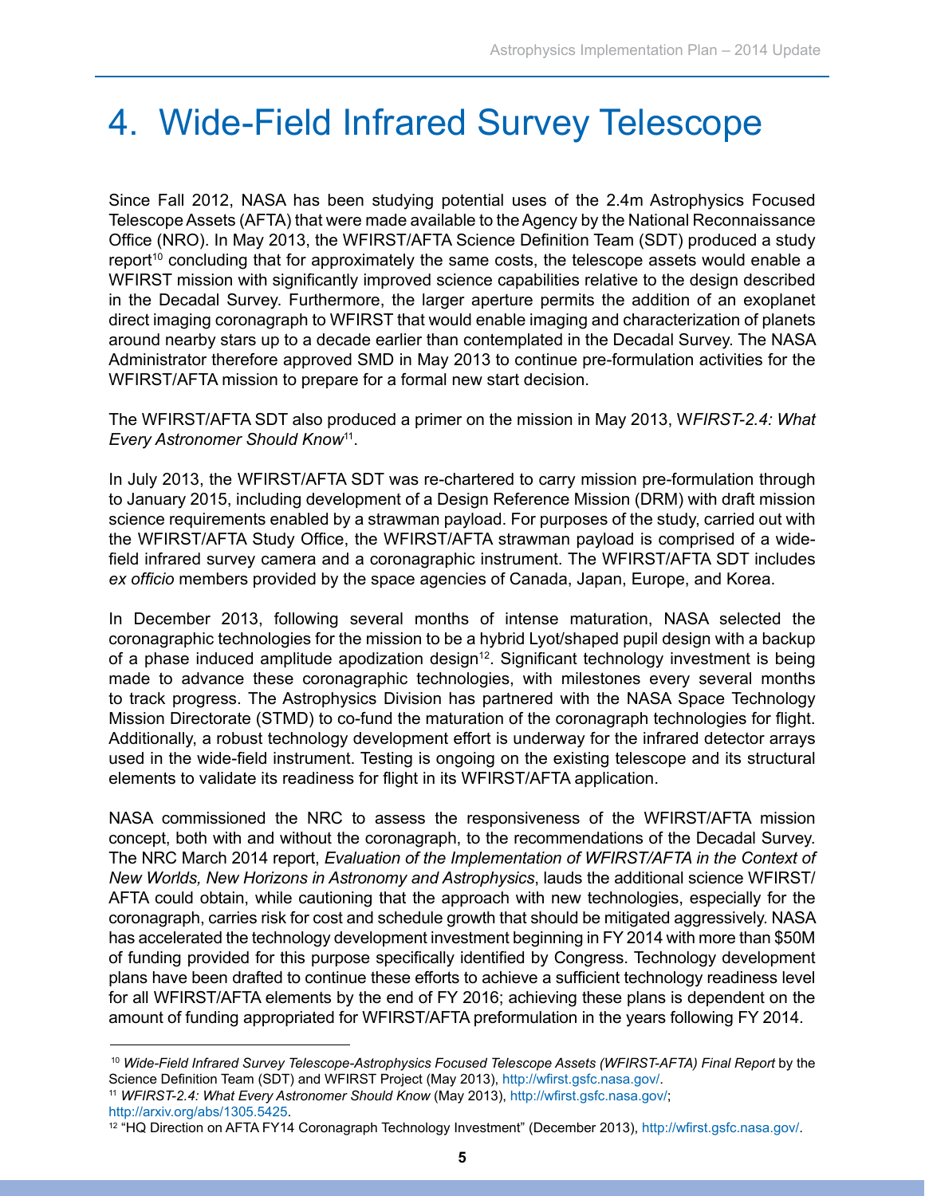# 4. Wide-Field Infrared Survey Telescope

Since Fall 2012, NASA has been studying potential uses of the 2.4m Astrophysics Focused Telescope Assets (AFTA) that were made available to the Agency by the National Reconnaissance Office (NRO). In May 2013, the WFIRST/AFTA Science Definition Team (SDT) produced a study report[10] concluding that for approximately the same costs, the telescope assets would enable a WFIRST mission with significantly improved science capabilities relative to the design described in the Decadal Survey. Furthermore, the larger aperture permits the addition of an exoplanet direct imaging coronagraph to WFIRST that would enable imaging and characterization of planets around nearby stars up to a decade earlier than contemplated in the Decadal Survey. The NASA Administrator therefore approved SMD in May 2013 to continue pre-formulation activities for the WFIRST/AFTA mission to prepare for a formal new start decision.

The WFIRST/AFTA SDT also produced a primer on the mission in May 2013, W*FIRST-2.4: What Every Astronomer Should Know*[11].

In July 2013, the WFIRST/AFTA SDT was re-chartered to carry mission pre-formulation through to January 2015, including development of a Design Reference Mission (DRM) with draft mission science requirements enabled by a strawman payload. For purposes of the study, carried out with the WFIRST/AFTA Study Office, the WFIRST/AFTA strawman payload is comprised of a wide-field infrared survey camera and a coronagraphic instrument. The WFIRST/AFTA SDT includes *ex officio* members provided by the space agencies of Canada, Japan, Europe, and Korea.

In December 2013, following several months of intense maturation, NASA selected the coronagraphic technologies for the mission to be a hybrid Lyot/shaped pupil design with a backup of a phase induced amplitude apodization design[12]. Significant technology investment is being made to advance these coronagraphic technologies, with milestones every several months to track progress. The Astrophysics Division has partnered with the NASA Space Technology Mission Directorate (STMD) to co-fund the maturation of the coronagraph technologies for flight. Additionally, a robust technology development effort is underway for the infrared detector arrays used in the wide-field instrument. Testing is ongoing on the existing telescope and its structural elements to validate its readiness for flight in its WFIRST/AFTA application.

NASA commissioned the NRC to assess the responsiveness of the WFIRST/AFTA mission concept, both with and without the coronagraph, to the recommendations of the Decadal Survey. The NRC March 2014 report, *Evaluation of the Implementation of WFIRST/AFTA in the Context of New Worlds, New Horizons in Astronomy and Astrophysics*, lauds the additional science WFIRST/AFTA could obtain, while cautioning that the approach with new technologies, especially for the coronagraph, carries risk for cost and schedule growth that should be mitigated aggressively. NASA has accelerated the technology development investment beginning in FY 2014 with more than $50M of funding provided for this purpose specifically identified by Congress. Technology development plans have been drafted to continue these efforts to achieve a sufficient technology readiness level for all WFIRST/AFTA elements by the end of FY 2016; achieving these plans is dependent on the amount of funding appropriated for WFIRST/AFTA preformulation in the years following FY 2014.

---

[10] *Wide-Field Infrared Survey Telescope-Astrophysics Focused Telescope Assets (WFIRST-AFTA) Final Report* by the Science Definition Team (SDT) and WFIRST Project (May 2013), http://wfirst.gsfc.nasa.gov/.

[11] *WFIRST-2.4: What Every Astronomer Should Know* (May 2013), http://wfirst.gsfc.nasa.gov/; http://arxiv.org/abs/1305.5425.

[12] "HQ Direction on AFTA FY14 Coronagraph Technology Investment" (December 2013), http://wfirst.gsfc.nasa.gov/.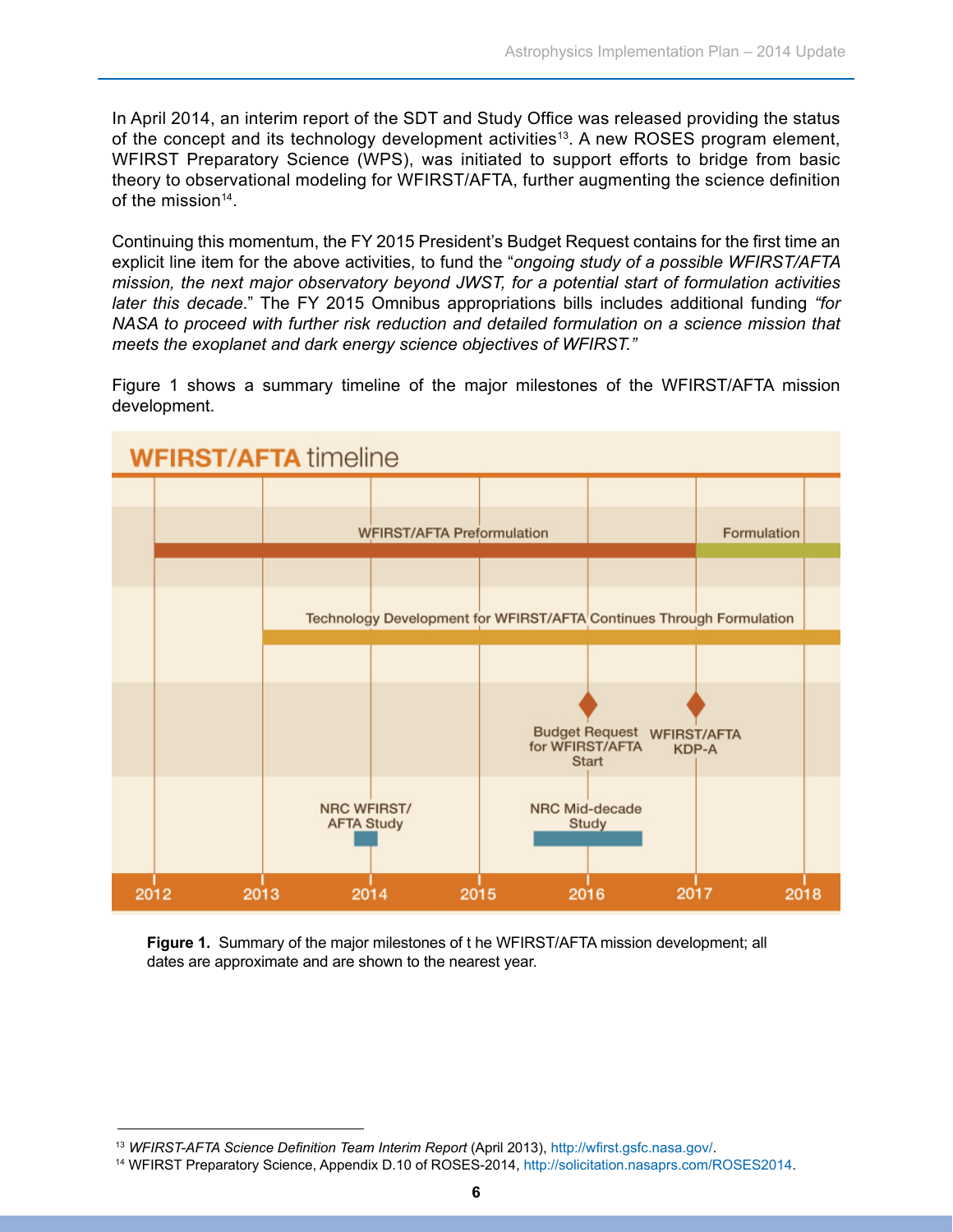In April 2014, an interim report of the SDT and Study Office was released providing the status of the concept and its technology development activities[13]. A new ROSES program element, WFIRST Preparatory Science (WPS), was initiated to support efforts to bridge from basic theory to observational modeling for WFIRST/AFTA, further augmenting the science definition of the mission[14].

Continuing this momentum, the FY 2015 President's Budget Request contains for the first time an explicit line item for the above activities, to fund the "*ongoing study of a possible WFIRST/AFTA mission, the next major observatory beyond JWST, for a potential start of formulation activities later this decade*." The FY 2015 Omnibus appropriations bills includes additional funding *"for NASA to proceed with further risk reduction and detailed formulation on a science mission that meets the exoplanet and dark energy science objectives of WFIRST."*

Figure 1 shows a summary timeline of the major milestones of the WFIRST/AFTA mission development.

**WFIRST/AFTA timeline**

WFIRST/AFTA Preformulation — Formulation

Technology Development for WFIRST/AFTA Continues Through Formulation

Budget Request for WFIRST/AFTA Start — WFIRST/AFTA KDP-A

NRC WFIRST/AFTA Study — NRC Mid-decade Study

2012 — 2013 — 2014 — 2015 — 2016 — 2017 — 2018

**Figure 1.** Summary of the major milestones of t he WFIRST/AFTA mission development; all dates are approximate and are shown to the nearest year.

---

[13] *WFIRST-AFTA Science Definition Team Interim Report* (April 2013), http://wfirst.gsfc.nasa.gov/.

[14] WFIRST Preparatory Science, Appendix D.10 of ROSES-2014, http://solicitation.nasaprs.com/ROSES2014.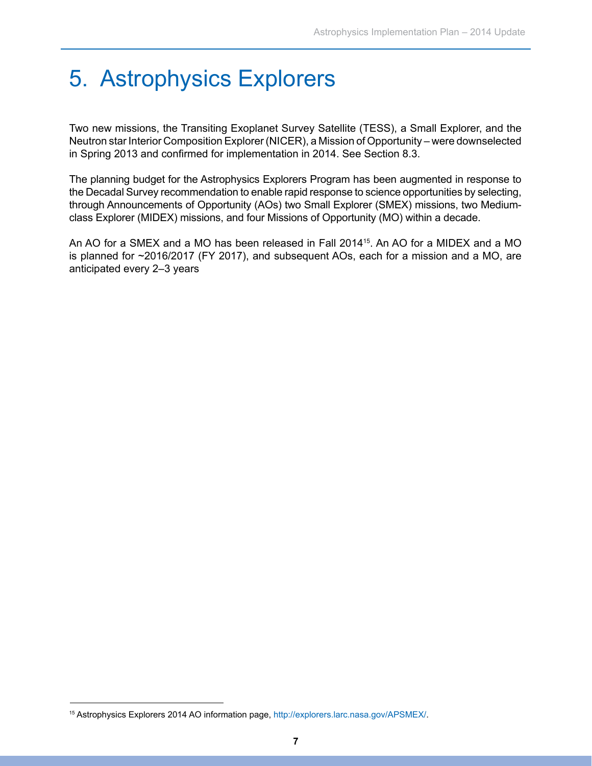# 5. Astrophysics Explorers

Two new missions, the Transiting Exoplanet Survey Satellite (TESS), a Small Explorer, and the Neutron star Interior Composition Explorer (NICER), a Mission of Opportunity – were downselected in Spring 2013 and confirmed for implementation in 2014. See Section 8.3.

The planning budget for the Astrophysics Explorers Program has been augmented in response to the Decadal Survey recommendation to enable rapid response to science opportunities by selecting, through Announcements of Opportunity (AOs) two Small Explorer (SMEX) missions, two Medium-class Explorer (MIDEX) missions, and four Missions of Opportunity (MO) within a decade.

An AO for a SMEX and a MO has been released in Fall 2014[15]. An AO for a MIDEX and a MO is planned for ~2016/2017 (FY 2017), and subsequent AOs, each for a mission and a MO, are anticipated every 2–3 years

---

[15] Astrophysics Explorers 2014 AO information page, http://explorers.larc.nasa.gov/APSMEX/.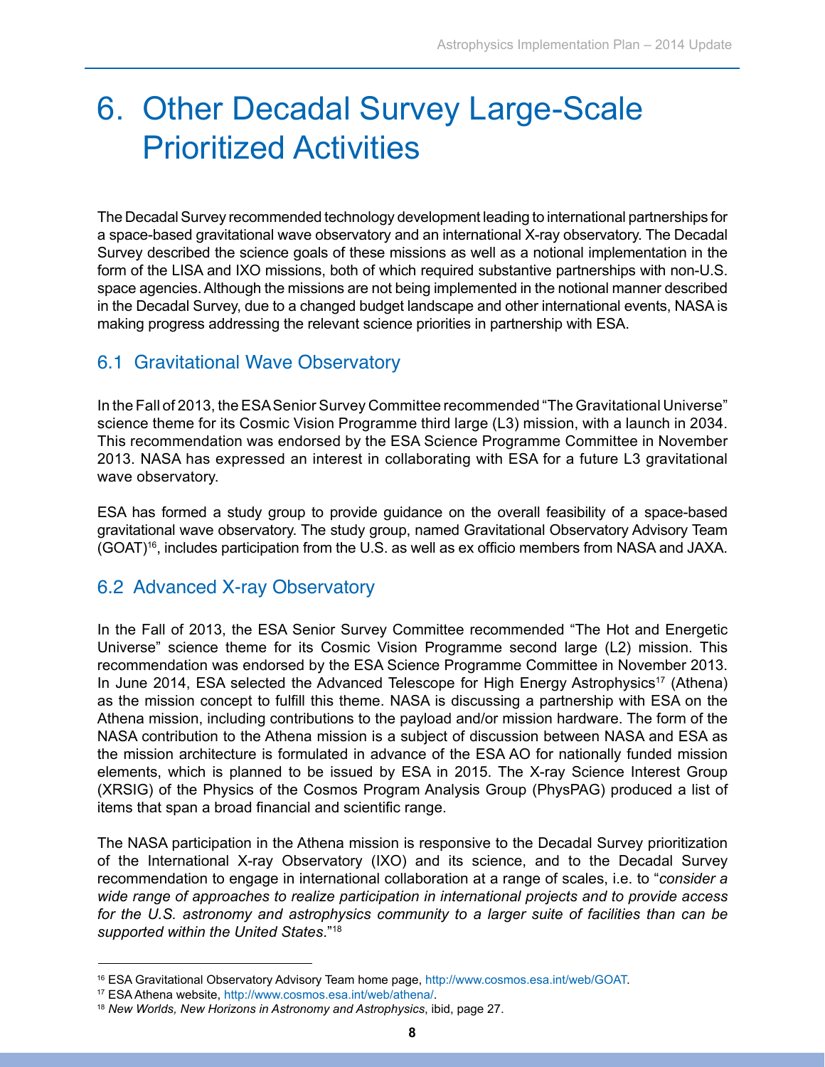# 6. Other Decadal Survey Large-Scale Prioritized Activities

The Decadal Survey recommended technology development leading to international partnerships for a space-based gravitational wave observatory and an international X-ray observatory. The Decadal Survey described the science goals of these missions as well as a notional implementation in the form of the LISA and IXO missions, both of which required substantive partnerships with non-U.S. space agencies. Although the missions are not being implemented in the notional manner described in the Decadal Survey, due to a changed budget landscape and other international events, NASA is making progress addressing the relevant science priorities in partnership with ESA.

## 6.1 Gravitational Wave Observatory

In the Fall of 2013, the ESA Senior Survey Committee recommended "The Gravitational Universe" science theme for its Cosmic Vision Programme third large (L3) mission, with a launch in 2034. This recommendation was endorsed by the ESA Science Programme Committee in November 2013. NASA has expressed an interest in collaborating with ESA for a future L3 gravitational wave observatory.

ESA has formed a study group to provide guidance on the overall feasibility of a space-based gravitational wave observatory. The study group, named Gravitational Observatory Advisory Team (GOAT)[16], includes participation from the U.S. as well as ex officio members from NASA and JAXA.

## 6.2 Advanced X-ray Observatory

In the Fall of 2013, the ESA Senior Survey Committee recommended "The Hot and Energetic Universe" science theme for its Cosmic Vision Programme second large (L2) mission. This recommendation was endorsed by the ESA Science Programme Committee in November 2013. In June 2014, ESA selected the Advanced Telescope for High Energy Astrophysics[17] (Athena) as the mission concept to fulfill this theme. NASA is discussing a partnership with ESA on the Athena mission, including contributions to the payload and/or mission hardware. The form of the NASA contribution to the Athena mission is a subject of discussion between NASA and ESA as the mission architecture is formulated in advance of the ESA AO for nationally funded mission elements, which is planned to be issued by ESA in 2015. The X-ray Science Interest Group (XRSIG) of the Physics of the Cosmos Program Analysis Group (PhysPAG) produced a list of items that span a broad financial and scientific range.

The NASA participation in the Athena mission is responsive to the Decadal Survey prioritization of the International X-ray Observatory (IXO) and its science, and to the Decadal Survey recommendation to engage in international collaboration at a range of scales, i.e. to "*consider a wide range of approaches to realize participation in international projects and to provide access for the U.S. astronomy and astrophysics community to a larger suite of facilities than can be supported within the United States*."[18]

---

[16] ESA Gravitational Observatory Advisory Team home page, http://www.cosmos.esa.int/web/GOAT.

[17] ESA Athena website, http://www.cosmos.esa.int/web/athena/.

[18] *New Worlds, New Horizons in Astronomy and Astrophysics*, ibid, page 27.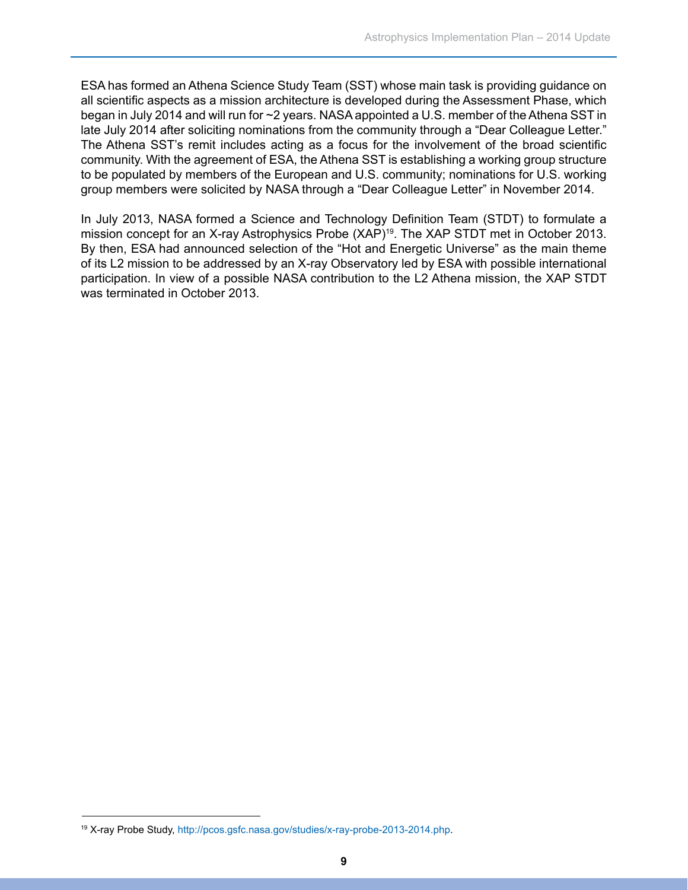ESA has formed an Athena Science Study Team (SST) whose main task is providing guidance on all scientific aspects as a mission architecture is developed during the Assessment Phase, which began in July 2014 and will run for ~2 years. NASA appointed a U.S. member of the Athena SST in late July 2014 after soliciting nominations from the community through a "Dear Colleague Letter." The Athena SST's remit includes acting as a focus for the involvement of the broad scientific community. With the agreement of ESA, the Athena SST is establishing a working group structure to be populated by members of the European and U.S. community; nominations for U.S. working group members were solicited by NASA through a "Dear Colleague Letter" in November 2014.

In July 2013, NASA formed a Science and Technology Definition Team (STDT) to formulate a mission concept for an X-ray Astrophysics Probe (XAP)[19]. The XAP STDT met in October 2013. By then, ESA had announced selection of the "Hot and Energetic Universe" as the main theme of its L2 mission to be addressed by an X-ray Observatory led by ESA with possible international participation. In view of a possible NASA contribution to the L2 Athena mission, the XAP STDT was terminated in October 2013.

[19] X-ray Probe Study, http://pcos.gsfc.nasa.gov/studies/x-ray-probe-2013-2014.php.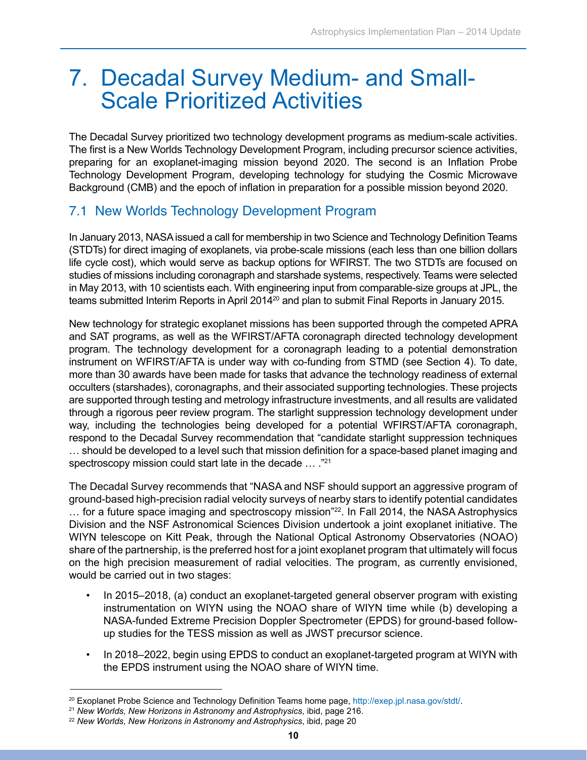# 7. Decadal Survey Medium- and Small-Scale Prioritized Activities

The Decadal Survey prioritized two technology development programs as medium-scale activities. The first is a New Worlds Technology Development Program, including precursor science activities, preparing for an exoplanet-imaging mission beyond 2020. The second is an Inflation Probe Technology Development Program, developing technology for studying the Cosmic Microwave Background (CMB) and the epoch of inflation in preparation for a possible mission beyond 2020.

## 7.1 New Worlds Technology Development Program

In January 2013, NASA issued a call for membership in two Science and Technology Definition Teams (STDTs) for direct imaging of exoplanets, via probe-scale missions (each less than one billion dollars life cycle cost), which would serve as backup options for WFIRST. The two STDTs are focused on studies of missions including coronagraph and starshade systems, respectively. Teams were selected in May 2013, with 10 scientists each. With engineering input from comparable-size groups at JPL, the teams submitted Interim Reports in April 2014[20] and plan to submit Final Reports in January 2015.

New technology for strategic exoplanet missions has been supported through the competed APRA and SAT programs, as well as the WFIRST/AFTA coronagraph directed technology development program. The technology development for a coronagraph leading to a potential demonstration instrument on WFIRST/AFTA is under way with co-funding from STMD (see Section 4). To date, more than 30 awards have been made for tasks that advance the technology readiness of external occulters (starshades), coronagraphs, and their associated supporting technologies. These projects are supported through testing and metrology infrastructure investments, and all results are validated through a rigorous peer review program. The starlight suppression technology development under way, including the technologies being developed for a potential WFIRST/AFTA coronagraph, respond to the Decadal Survey recommendation that "candidate starlight suppression techniques … should be developed to a level such that mission definition for a space-based planet imaging and spectroscopy mission could start late in the decade … ."[21]

The Decadal Survey recommends that "NASA and NSF should support an aggressive program of ground-based high-precision radial velocity surveys of nearby stars to identify potential candidates … for a future space imaging and spectroscopy mission"[22]. In Fall 2014, the NASA Astrophysics Division and the NSF Astronomical Sciences Division undertook a joint exoplanet initiative. The WIYN telescope on Kitt Peak, through the National Optical Astronomy Observatories (NOAO) share of the partnership, is the preferred host for a joint exoplanet program that ultimately will focus on the high precision measurement of radial velocities. The program, as currently envisioned, would be carried out in two stages:

- In 2015–2018, (a) conduct an exoplanet-targeted general observer program with existing instrumentation on WIYN using the NOAO share of WIYN time while (b) developing a NASA-funded Extreme Precision Doppler Spectrometer (EPDS) for ground-based follow-up studies for the TESS mission as well as JWST precursor science.
- In 2018–2022, begin using EPDS to conduct an exoplanet-targeted program at WIYN with the EPDS instrument using the NOAO share of WIYN time.

---

[20] Exoplanet Probe Science and Technology Definition Teams home page, http://exep.jpl.nasa.gov/stdt/.

[21] *New Worlds, New Horizons in Astronomy and Astrophysics*, ibid, page 216.

[22] *New Worlds, New Horizons in Astronomy and Astrophysics*, ibid, page 20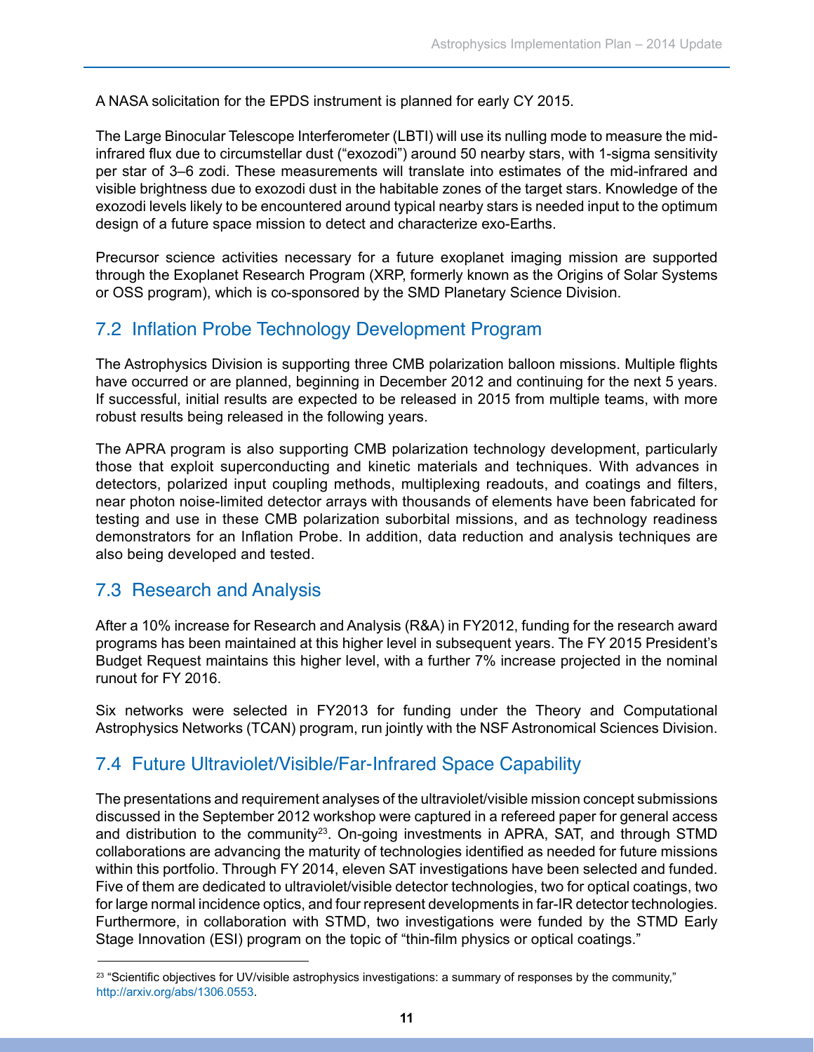A NASA solicitation for the EPDS instrument is planned for early CY 2015.

The Large Binocular Telescope Interferometer (LBTI) will use its nulling mode to measure the mid-infrared flux due to circumstellar dust ("exozodi") around 50 nearby stars, with 1-sigma sensitivity per star of 3–6 zodi. These measurements will translate into estimates of the mid-infrared and visible brightness due to exozodi dust in the habitable zones of the target stars. Knowledge of the exozodi levels likely to be encountered around typical nearby stars is needed input to the optimum design of a future space mission to detect and characterize exo-Earths.

Precursor science activities necessary for a future exoplanet imaging mission are supported through the Exoplanet Research Program (XRP, formerly known as the Origins of Solar Systems or OSS program), which is co-sponsored by the SMD Planetary Science Division.

## 7.2 Inflation Probe Technology Development Program

The Astrophysics Division is supporting three CMB polarization balloon missions. Multiple flights have occurred or are planned, beginning in December 2012 and continuing for the next 5 years. If successful, initial results are expected to be released in 2015 from multiple teams, with more robust results being released in the following years.

The APRA program is also supporting CMB polarization technology development, particularly those that exploit superconducting and kinetic materials and techniques. With advances in detectors, polarized input coupling methods, multiplexing readouts, and coatings and filters, near photon noise-limited detector arrays with thousands of elements have been fabricated for testing and use in these CMB polarization suborbital missions, and as technology readiness demonstrators for an Inflation Probe. In addition, data reduction and analysis techniques are also being developed and tested.

## 7.3 Research and Analysis

After a 10% increase for Research and Analysis (R&A) in FY2012, funding for the research award programs has been maintained at this higher level in subsequent years. The FY 2015 President's Budget Request maintains this higher level, with a further 7% increase projected in the nominal runout for FY 2016.

Six networks were selected in FY2013 for funding under the Theory and Computational Astrophysics Networks (TCAN) program, run jointly with the NSF Astronomical Sciences Division.

## 7.4 Future Ultraviolet/Visible/Far-Infrared Space Capability

The presentations and requirement analyses of the ultraviolet/visible mission concept submissions discussed in the September 2012 workshop were captured in a refereed paper for general access and distribution to the community[23]. On-going investments in APRA, SAT, and through STMD collaborations are advancing the maturity of technologies identified as needed for future missions within this portfolio. Through FY 2014, eleven SAT investigations have been selected and funded. Five of them are dedicated to ultraviolet/visible detector technologies, two for optical coatings, two for large normal incidence optics, and four represent developments in far-IR detector technologies. Furthermore, in collaboration with STMD, two investigations were funded by the STMD Early Stage Innovation (ESI) program on the topic of "thin-film physics or optical coatings."

---

[23] "Scientific objectives for UV/visible astrophysics investigations: a summary of responses by the community," http://arxiv.org/abs/1306.0553.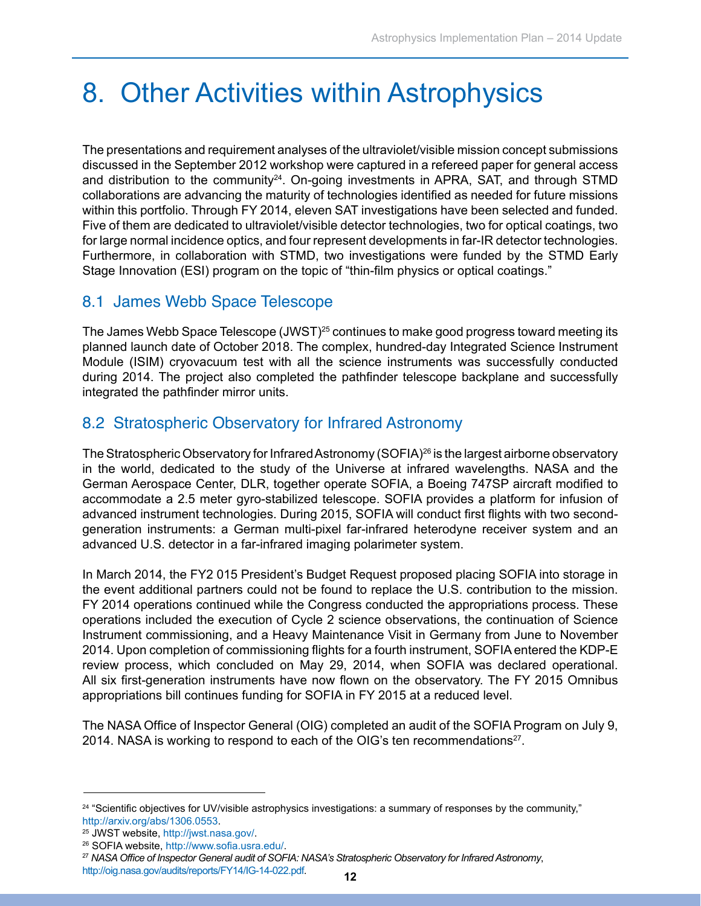# 8. Other Activities within Astrophysics

The presentations and requirement analyses of the ultraviolet/visible mission concept submissions discussed in the September 2012 workshop were captured in a refereed paper for general access and distribution to the community[24]. On-going investments in APRA, SAT, and through STMD collaborations are advancing the maturity of technologies identified as needed for future missions within this portfolio. Through FY 2014, eleven SAT investigations have been selected and funded. Five of them are dedicated to ultraviolet/visible detector technologies, two for optical coatings, two for large normal incidence optics, and four represent developments in far-IR detector technologies. Furthermore, in collaboration with STMD, two investigations were funded by the STMD Early Stage Innovation (ESI) program on the topic of "thin-film physics or optical coatings."

## 8.1 James Webb Space Telescope

The James Webb Space Telescope (JWST)[25] continues to make good progress toward meeting its planned launch date of October 2018. The complex, hundred-day Integrated Science Instrument Module (ISIM) cryovacuum test with all the science instruments was successfully conducted during 2014. The project also completed the pathfinder telescope backplane and successfully integrated the pathfinder mirror units.

## 8.2 Stratospheric Observatory for Infrared Astronomy

The Stratospheric Observatory for Infrared Astronomy (SOFIA)[26] is the largest airborne observatory in the world, dedicated to the study of the Universe at infrared wavelengths. NASA and the German Aerospace Center, DLR, together operate SOFIA, a Boeing 747SP aircraft modified to accommodate a 2.5 meter gyro-stabilized telescope. SOFIA provides a platform for infusion of advanced instrument technologies. During 2015, SOFIA will conduct first flights with two second-generation instruments: a German multi-pixel far-infrared heterodyne receiver system and an advanced U.S. detector in a far-infrared imaging polarimeter system.

In March 2014, the FY2 015 President's Budget Request proposed placing SOFIA into storage in the event additional partners could not be found to replace the U.S. contribution to the mission. FY 2014 operations continued while the Congress conducted the appropriations process. These operations included the execution of Cycle 2 science observations, the continuation of Science Instrument commissioning, and a Heavy Maintenance Visit in Germany from June to November 2014. Upon completion of commissioning flights for a fourth instrument, SOFIA entered the KDP-E review process, which concluded on May 29, 2014, when SOFIA was declared operational. All six first-generation instruments have now flown on the observatory. The FY 2015 Omnibus appropriations bill continues funding for SOFIA in FY 2015 at a reduced level.

The NASA Office of Inspector General (OIG) completed an audit of the SOFIA Program on July 9, 2014. NASA is working to respond to each of the OIG's ten recommendations[27].

---

[24] "Scientific objectives for UV/visible astrophysics investigations: a summary of responses by the community," http://arxiv.org/abs/1306.0553.

[25] JWST website, http://jwst.nasa.gov/.

[26] SOFIA website, http://www.sofia.usra.edu/.

[27] *NASA Office of Inspector General audit of SOFIA: NASA's Stratospheric Observatory for Infrared Astronomy*, http://oig.nasa.gov/audits/reports/FY14/IG-14-022.pdf.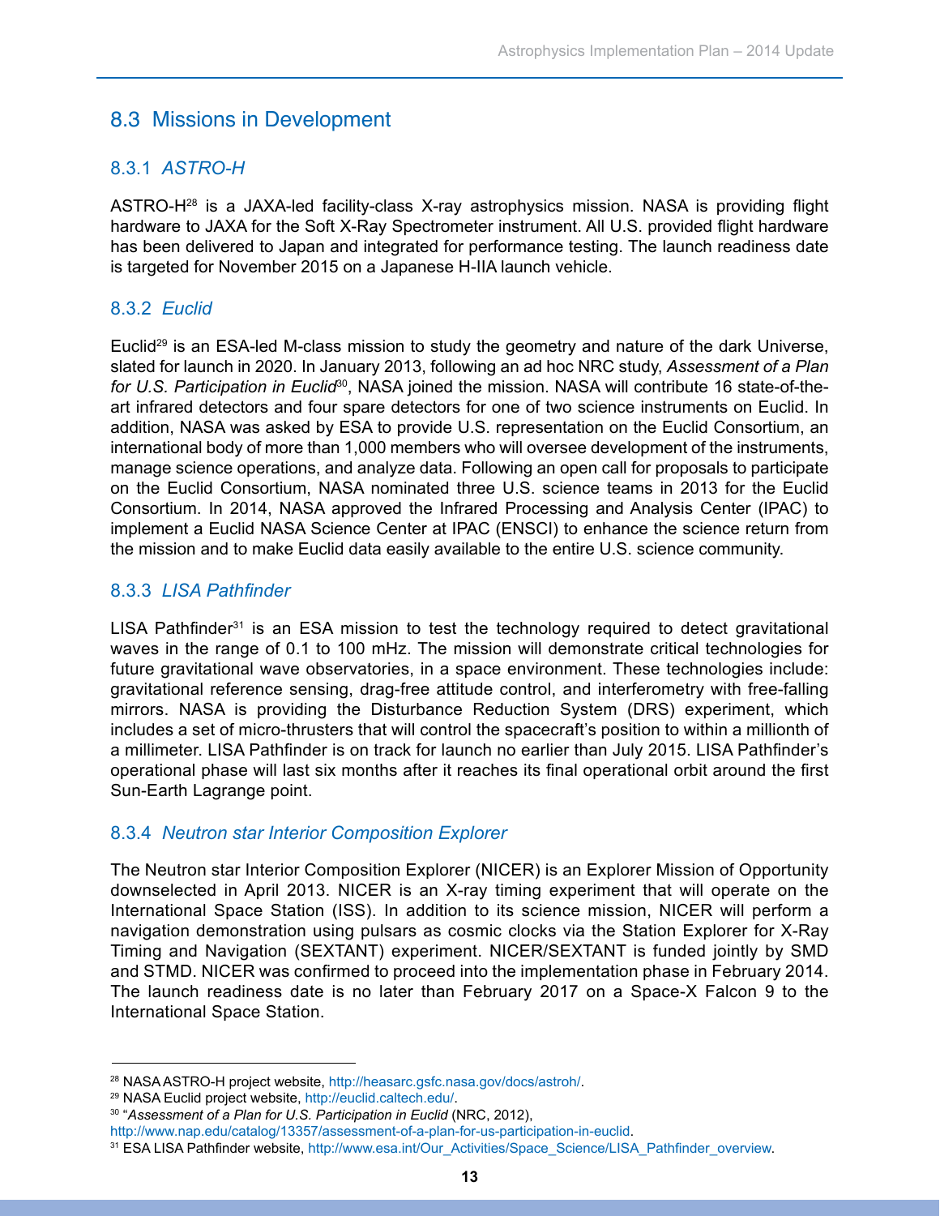## 8.3 Missions in Development

### 8.3.1 *ASTRO-H*

ASTRO-H[28] is a JAXA-led facility-class X-ray astrophysics mission. NASA is providing flight hardware to JAXA for the Soft X-Ray Spectrometer instrument. All U.S. provided flight hardware has been delivered to Japan and integrated for performance testing. The launch readiness date is targeted for November 2015 on a Japanese H-IIA launch vehicle.

### 8.3.2 *Euclid*

Euclid[29] is an ESA-led M-class mission to study the geometry and nature of the dark Universe, slated for launch in 2020. In January 2013, following an ad hoc NRC study, *Assessment of a Plan for U.S. Participation in Euclid*[30], NASA joined the mission. NASA will contribute 16 state-of-the-art infrared detectors and four spare detectors for one of two science instruments on Euclid. In addition, NASA was asked by ESA to provide U.S. representation on the Euclid Consortium, an international body of more than 1,000 members who will oversee development of the instruments, manage science operations, and analyze data. Following an open call for proposals to participate on the Euclid Consortium, NASA nominated three U.S. science teams in 2013 for the Euclid Consortium. In 2014, NASA approved the Infrared Processing and Analysis Center (IPAC) to implement a Euclid NASA Science Center at IPAC (ENSCI) to enhance the science return from the mission and to make Euclid data easily available to the entire U.S. science community.

### 8.3.3 *LISA Pathfinder*

LISA Pathfinder[31] is an ESA mission to test the technology required to detect gravitational waves in the range of 0.1 to 100 mHz. The mission will demonstrate critical technologies for future gravitational wave observatories, in a space environment. These technologies include: gravitational reference sensing, drag-free attitude control, and interferometry with free-falling mirrors. NASA is providing the Disturbance Reduction System (DRS) experiment, which includes a set of micro-thrusters that will control the spacecraft's position to within a millionth of a millimeter. LISA Pathfinder is on track for launch no earlier than July 2015. LISA Pathfinder's operational phase will last six months after it reaches its final operational orbit around the first Sun-Earth Lagrange point.

### 8.3.4 *Neutron star Interior Composition Explorer*

The Neutron star Interior Composition Explorer (NICER) is an Explorer Mission of Opportunity downselected in April 2013. NICER is an X-ray timing experiment that will operate on the International Space Station (ISS). In addition to its science mission, NICER will perform a navigation demonstration using pulsars as cosmic clocks via the Station Explorer for X-Ray Timing and Navigation (SEXTANT) experiment. NICER/SEXTANT is funded jointly by SMD and STMD. NICER was confirmed to proceed into the implementation phase in February 2014. The launch readiness date is no later than February 2017 on a Space-X Falcon 9 to the International Space Station.

---

[28] NASA ASTRO-H project website, http://heasarc.gsfc.nasa.gov/docs/astroh/.

[29] NASA Euclid project website, http://euclid.caltech.edu/.

[30] "*Assessment of a Plan for U.S. Participation in Euclid* (NRC, 2012), http://www.nap.edu/catalog/13357/assessment-of-a-plan-for-us-participation-in-euclid.

[31] ESA LISA Pathfinder website, http://www.esa.int/Our_Activities/Space_Science/LISA_Pathfinder_overview.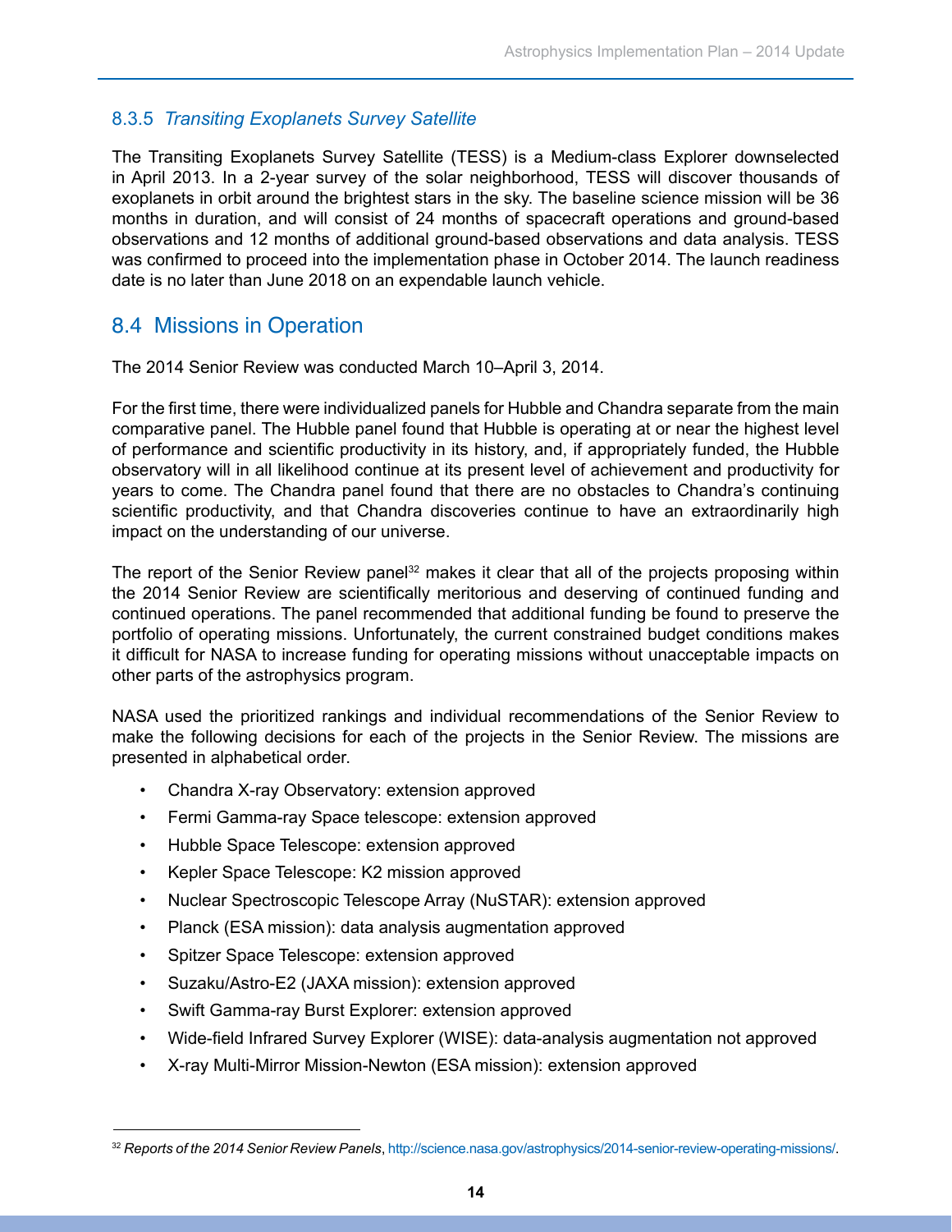### 8.3.5 *Transiting Exoplanets Survey Satellite*

The Transiting Exoplanets Survey Satellite (TESS) is a Medium-class Explorer downselected in April 2013. In a 2-year survey of the solar neighborhood, TESS will discover thousands of exoplanets in orbit around the brightest stars in the sky. The baseline science mission will be 36 months in duration, and will consist of 24 months of spacecraft operations and ground-based observations and 12 months of additional ground-based observations and data analysis. TESS was confirmed to proceed into the implementation phase in October 2014. The launch readiness date is no later than June 2018 on an expendable launch vehicle.

## 8.4 Missions in Operation

The 2014 Senior Review was conducted March 10–April 3, 2014.

For the first time, there were individualized panels for Hubble and Chandra separate from the main comparative panel. The Hubble panel found that Hubble is operating at or near the highest level of performance and scientific productivity in its history, and, if appropriately funded, the Hubble observatory will in all likelihood continue at its present level of achievement and productivity for years to come. The Chandra panel found that there are no obstacles to Chandra's continuing scientific productivity, and that Chandra discoveries continue to have an extraordinarily high impact on the understanding of our universe.

The report of the Senior Review panel[32] makes it clear that all of the projects proposing within the 2014 Senior Review are scientifically meritorious and deserving of continued funding and continued operations. The panel recommended that additional funding be found to preserve the portfolio of operating missions. Unfortunately, the current constrained budget conditions makes it difficult for NASA to increase funding for operating missions without unacceptable impacts on other parts of the astrophysics program.

NASA used the prioritized rankings and individual recommendations of the Senior Review to make the following decisions for each of the projects in the Senior Review. The missions are presented in alphabetical order.

- Chandra X-ray Observatory: extension approved
- Fermi Gamma-ray Space telescope: extension approved
- Hubble Space Telescope: extension approved
- Kepler Space Telescope: K2 mission approved
- Nuclear Spectroscopic Telescope Array (NuSTAR): extension approved
- Planck (ESA mission): data analysis augmentation approved
- Spitzer Space Telescope: extension approved
- Suzaku/Astro-E2 (JAXA mission): extension approved
- Swift Gamma-ray Burst Explorer: extension approved
- Wide-field Infrared Survey Explorer (WISE): data-analysis augmentation not approved
- X-ray Multi-Mirror Mission-Newton (ESA mission): extension approved

---

[32] *Reports of the 2014 Senior Review Panels*, http://science.nasa.gov/astrophysics/2014-senior-review-operating-missions/.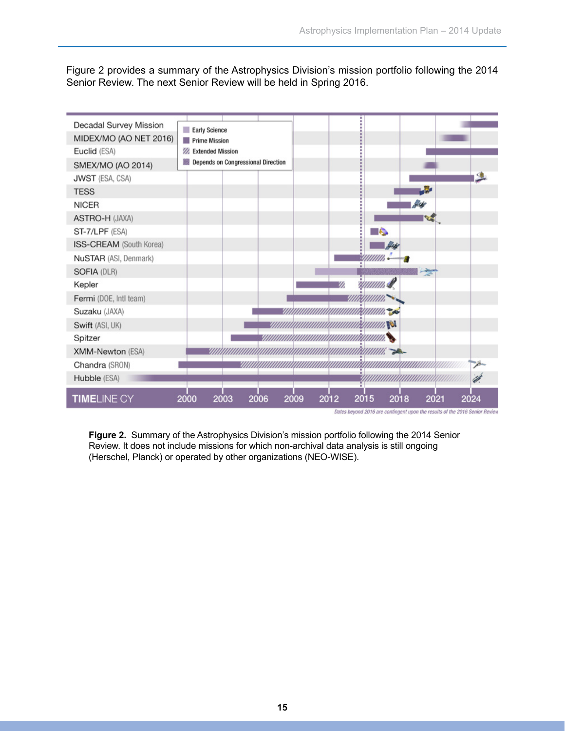Figure 2 provides a summary of the Astrophysics Division's mission portfolio following the 2014 Senior Review. The next Senior Review will be held in Spring 2016.

Decadal Survey Mission
MIDEX/MO (AO NET 2016)
Euclid (ESA)
SMEX/MO (AO 2014)
JWST (ESA, CSA)
TESS
NICER
ASTRO-H (JAXA)
ST-7/LPF (ESA)
ISS-CREAM (South Korea)
NuSTAR (ASI, Denmark)
SOFIA (DLR)
Kepler
Fermi (DOE, Intl team)
Suzaku (JAXA)
Swift (ASI, UK)
Spitzer
XMM-Newton (ESA)
Chandra (SRON)
Hubble (ESA)

Early Science
Prime Mission
Extended Mission
Depends on Congressional Direction

TIMELINE CY 2000 2003 2006 2009 2012 2015 2018 2021 2024

*Dates beyond 2016 are contingent upon the results of the 2016 Senior Review*

**Figure 2.** Summary of the Astrophysics Division's mission portfolio following the 2014 Senior Review. It does not include missions for which non-archival data analysis is still ongoing (Herschel, Planck) or operated by other organizations (NEO-WISE).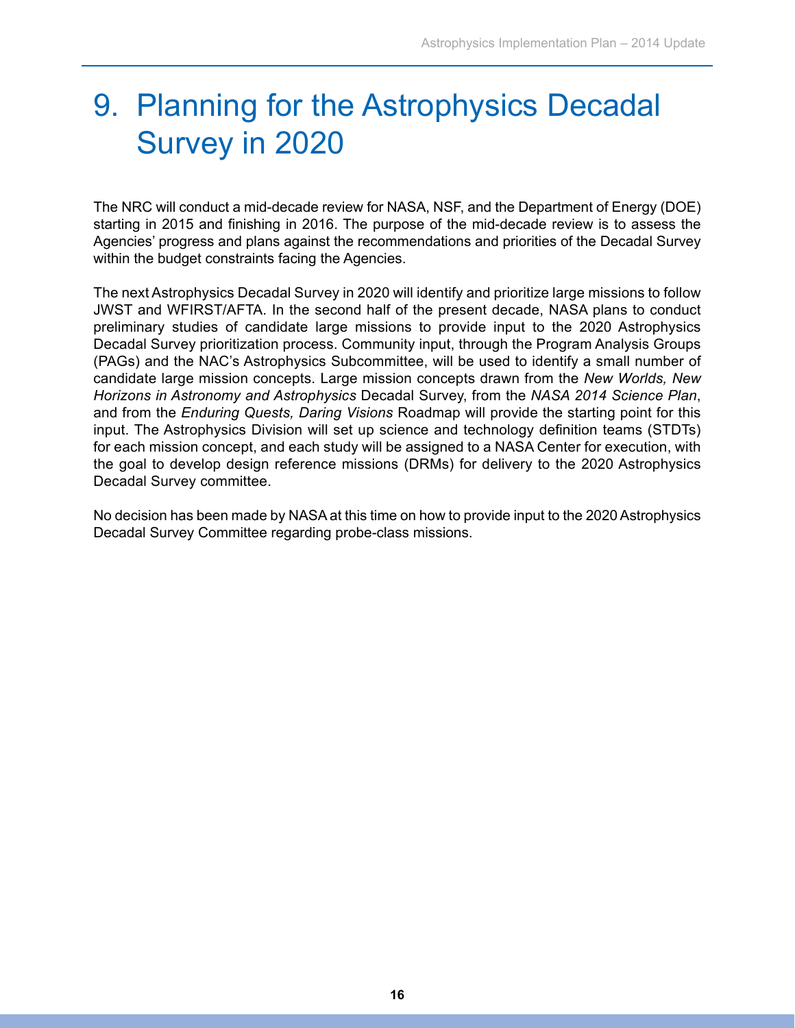# 9. Planning for the Astrophysics Decadal Survey in 2020

The NRC will conduct a mid-decade review for NASA, NSF, and the Department of Energy (DOE) starting in 2015 and finishing in 2016. The purpose of the mid-decade review is to assess the Agencies' progress and plans against the recommendations and priorities of the Decadal Survey within the budget constraints facing the Agencies.

The next Astrophysics Decadal Survey in 2020 will identify and prioritize large missions to follow JWST and WFIRST/AFTA. In the second half of the present decade, NASA plans to conduct preliminary studies of candidate large missions to provide input to the 2020 Astrophysics Decadal Survey prioritization process. Community input, through the Program Analysis Groups (PAGs) and the NAC's Astrophysics Subcommittee, will be used to identify a small number of candidate large mission concepts. Large mission concepts drawn from the *New Worlds, New Horizons in Astronomy and Astrophysics* Decadal Survey, from the *NASA 2014 Science Plan*, and from the *Enduring Quests, Daring Visions* Roadmap will provide the starting point for this input. The Astrophysics Division will set up science and technology definition teams (STDTs) for each mission concept, and each study will be assigned to a NASA Center for execution, with the goal to develop design reference missions (DRMs) for delivery to the 2020 Astrophysics Decadal Survey committee.

No decision has been made by NASA at this time on how to provide input to the 2020 Astrophysics Decadal Survey Committee regarding probe-class missions.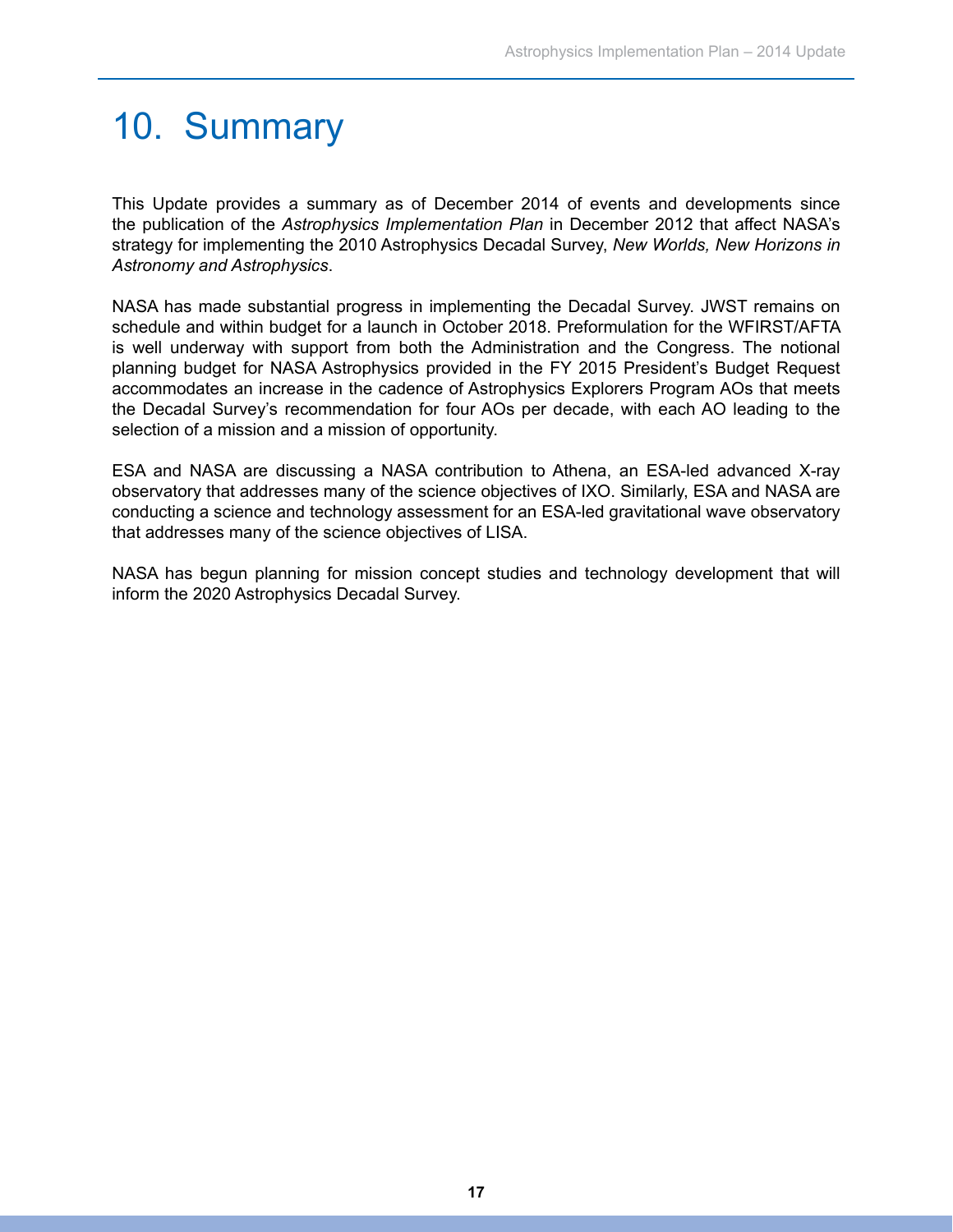# 10. Summary

This Update provides a summary as of December 2014 of events and developments since the publication of the *Astrophysics Implementation Plan* in December 2012 that affect NASA's strategy for implementing the 2010 Astrophysics Decadal Survey, *New Worlds, New Horizons in Astronomy and Astrophysics*.

NASA has made substantial progress in implementing the Decadal Survey. JWST remains on schedule and within budget for a launch in October 2018. Preformulation for the WFIRST/AFTA is well underway with support from both the Administration and the Congress. The notional planning budget for NASA Astrophysics provided in the FY 2015 President's Budget Request accommodates an increase in the cadence of Astrophysics Explorers Program AOs that meets the Decadal Survey's recommendation for four AOs per decade, with each AO leading to the selection of a mission and a mission of opportunity.

ESA and NASA are discussing a NASA contribution to Athena, an ESA-led advanced X-ray observatory that addresses many of the science objectives of IXO. Similarly, ESA and NASA are conducting a science and technology assessment for an ESA-led gravitational wave observatory that addresses many of the science objectives of LISA.

NASA has begun planning for mission concept studies and technology development that will inform the 2020 Astrophysics Decadal Survey.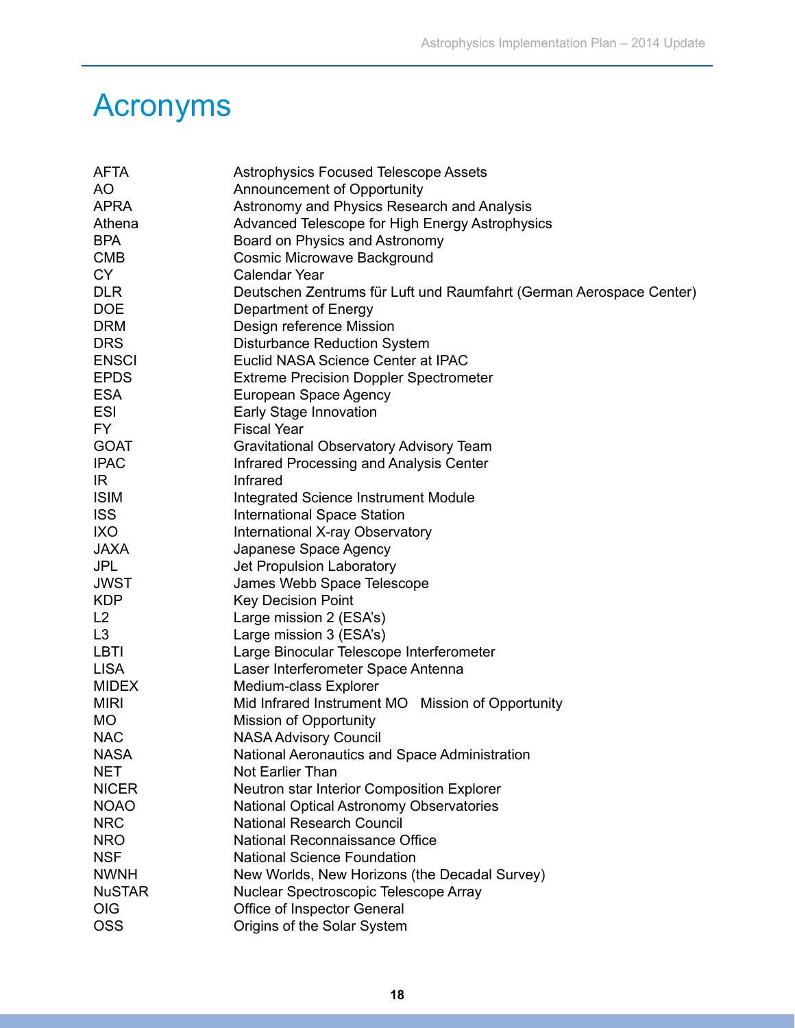# Acronyms

| | |
|---|---|
| AFTA | Astrophysics Focused Telescope Assets |
| AO | Announcement of Opportunity |
| APRA | Astronomy and Physics Research and Analysis |
| Athena | Advanced Telescope for High Energy Astrophysics |
| BPA | Board on Physics and Astronomy |
| CMB | Cosmic Microwave Background |
| CY | Calendar Year |
| DLR | Deutschen Zentrums für Luft und Raumfahrt (German Aerospace Center) |
| DOE | Department of Energy |
| DRM | Design reference Mission |
| DRS | Disturbance Reduction System |
| ENSCI | Euclid NASA Science Center at IPAC |
| EPDS | Extreme Precision Doppler Spectrometer |
| ESA | European Space Agency |
| ESI | Early Stage Innovation |
| FY | Fiscal Year |
| GOAT | Gravitational Observatory Advisory Team |
| IPAC | Infrared Processing and Analysis Center |
| IR | Infrared |
| ISIM | Integrated Science Instrument Module |
| ISS | International Space Station |
| IXO | International X-ray Observatory |
| JAXA | Japanese Space Agency |
| JPL | Jet Propulsion Laboratory |
| JWST | James Webb Space Telescope |
| KDP | Key Decision Point |
| L2 | Large mission 2 (ESA's) |
| L3 | Large mission 3 (ESA's) |
| LBTI | Large Binocular Telescope Interferometer |
| LISA | Laser Interferometer Space Antenna |
| MIDEX | Medium-class Explorer |
| MIRI | Mid Infrared Instrument MO Mission of Opportunity |
| MO | Mission of Opportunity |
| NAC | NASA Advisory Council |
| NASA | National Aeronautics and Space Administration |
| NET | Not Earlier Than |
| NICER | Neutron star Interior Composition Explorer |
| NOAO | National Optical Astronomy Observatories |
| NRC | National Research Council |
| NRO | National Reconnaissance Office |
| NSF | National Science Foundation |
| NWNH | New Worlds, New Horizons (the Decadal Survey) |
| NuSTAR | Nuclear Spectroscopic Telescope Array |
| OIG | Office of Inspector General |
| OSS | Origins of the Solar System |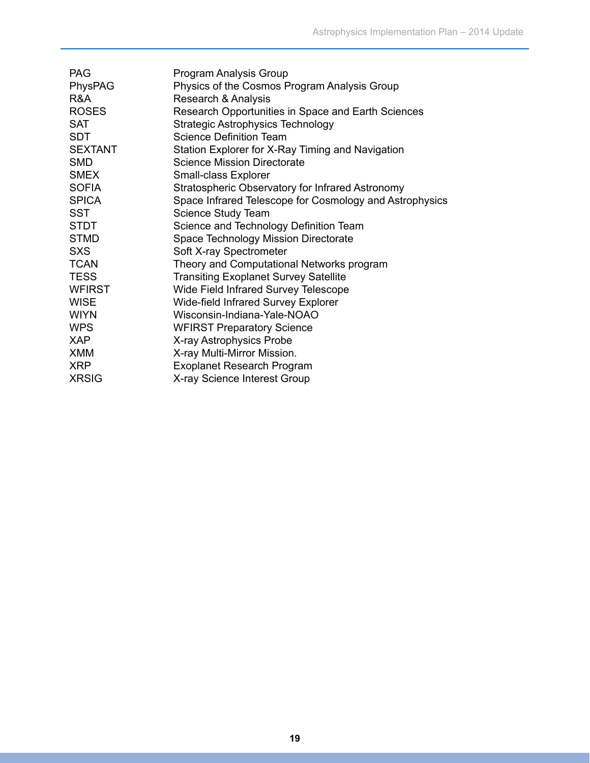| | |
|---|---|
| PAG | Program Analysis Group |
| PhysPAG | Physics of the Cosmos Program Analysis Group |
| R&A | Research & Analysis |
| ROSES | Research Opportunities in Space and Earth Sciences |
| SAT | Strategic Astrophysics Technology |
| SDT | Science Definition Team |
| SEXTANT | Station Explorer for X-Ray Timing and Navigation |
| SMD | Science Mission Directorate |
| SMEX | Small-class Explorer |
| SOFIA | Stratospheric Observatory for Infrared Astronomy |
| SPICA | Space Infrared Telescope for Cosmology and Astrophysics |
| SST | Science Study Team |
| STDT | Science and Technology Definition Team |
| STMD | Space Technology Mission Directorate |
| SXS | Soft X-ray Spectrometer |
| TCAN | Theory and Computational Networks program |
| TESS | Transiting Exoplanet Survey Satellite |
| WFIRST | Wide Field Infrared Survey Telescope |
| WISE | Wide-field Infrared Survey Explorer |
| WIYN | Wisconsin-Indiana-Yale-NOAO |
| WPS | WFIRST Preparatory Science |
| XAP | X-ray Astrophysics Probe |
| XMM | X-ray Multi-Mirror Mission. |
| XRP | Exoplanet Research Program |
| XRSIG | X-ray Science Interest Group |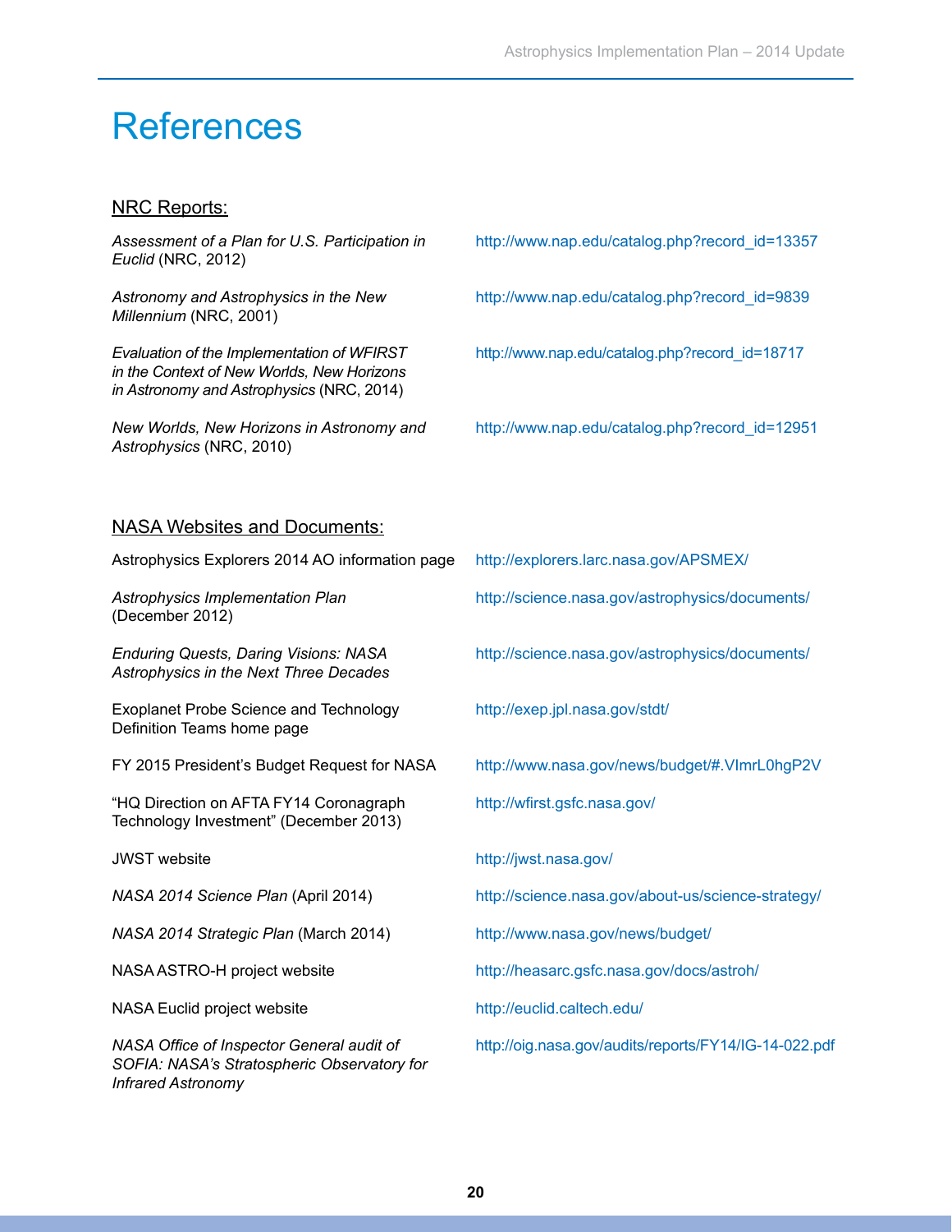# References

## NRC Reports:

| | |
|---|---|
| *Assessment of a Plan for U.S. Participation in Euclid* (NRC, 2012) | http://www.nap.edu/catalog.php?record_id=13357 |
| *Astronomy and Astrophysics in the New Millennium* (NRC, 2001) | http://www.nap.edu/catalog.php?record_id=9839 |
| *Evaluation of the Implementation of WFIRST in the Context of New Worlds, New Horizons in Astronomy and Astrophysics* (NRC, 2014) | http://www.nap.edu/catalog.php?record_id=18717 |
| *New Worlds, New Horizons in Astronomy and Astrophysics* (NRC, 2010) | http://www.nap.edu/catalog.php?record_id=12951 |

## NASA Websites and Documents:

| | |
|---|---|
| Astrophysics Explorers 2014 AO information page | http://explorers.larc.nasa.gov/APSMEX/ |
| *Astrophysics Implementation Plan* (December 2012) | http://science.nasa.gov/astrophysics/documents/ |
| *Enduring Quests, Daring Visions: NASA Astrophysics in the Next Three Decades* | http://science.nasa.gov/astrophysics/documents/ |
| Exoplanet Probe Science and Technology Definition Teams home page | http://exep.jpl.nasa.gov/stdt/ |
| FY 2015 President's Budget Request for NASA | http://www.nasa.gov/news/budget/#.VImrL0hgP2V |
| "HQ Direction on AFTA FY14 Coronagraph Technology Investment" (December 2013) | http://wfirst.gsfc.nasa.gov/ |
| JWST website | http://jwst.nasa.gov/ |
| *NASA 2014 Science Plan* (April 2014) | http://science.nasa.gov/about-us/science-strategy/ |
| *NASA 2014 Strategic Plan* (March 2014) | http://www.nasa.gov/news/budget/ |
| NASA ASTRO-H project website | http://heasarc.gsfc.nasa.gov/docs/astroh/ |
| NASA Euclid project website | http://euclid.caltech.edu/ |
| *NASA Office of Inspector General audit of SOFIA: NASA's Stratospheric Observatory for Infrared Astronomy* | http://oig.nasa.gov/audits/reports/FY14/IG-14-022.pdf |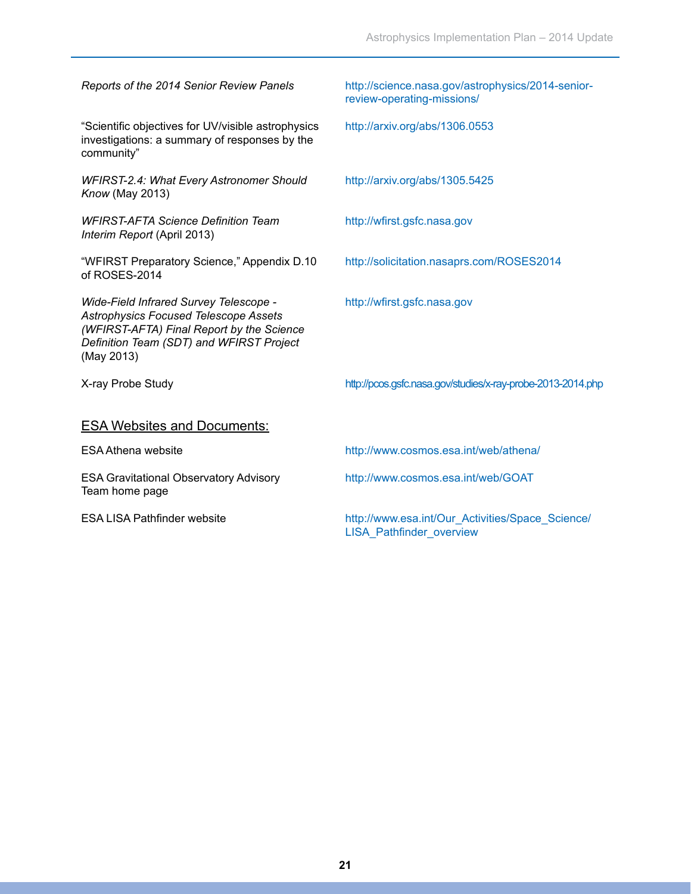| | |
|---|---|
| *Reports of the 2014 Senior Review Panels* | http://science.nasa.gov/astrophysics/2014-senior-review-operating-missions/ |
| "Scientific objectives for UV/visible astrophysics investigations: a summary of responses by the community" | http://arxiv.org/abs/1306.0553 |
| *WFIRST-2.4: What Every Astronomer Should Know* (May 2013) | http://arxiv.org/abs/1305.5425 |
| *WFIRST-AFTA Science Definition Team Interim Report* (April 2013) | http://wfirst.gsfc.nasa.gov |
| "WFIRST Preparatory Science," Appendix D.10 of ROSES-2014 | http://solicitation.nasaprs.com/ROSES2014 |
| *Wide-Field Infrared Survey Telescope - Astrophysics Focused Telescope Assets (WFIRST-AFTA) Final Report by the Science Definition Team (SDT) and WFIRST Project* (May 2013) | http://wfirst.gsfc.nasa.gov |
| X-ray Probe Study | http://pcos.gsfc.nasa.gov/studies/x-ray-probe-2013-2014.php |

## ESA Websites and Documents:

| | |
|---|---|
| ESA Athena website | http://www.cosmos.esa.int/web/athena/ |
| ESA Gravitational Observatory Advisory Team home page | http://www.cosmos.esa.int/web/GOAT |
| ESA LISA Pathfinder website | http://www.esa.int/Our_Activities/Space_Science/LISA_Pathfinder_overview |